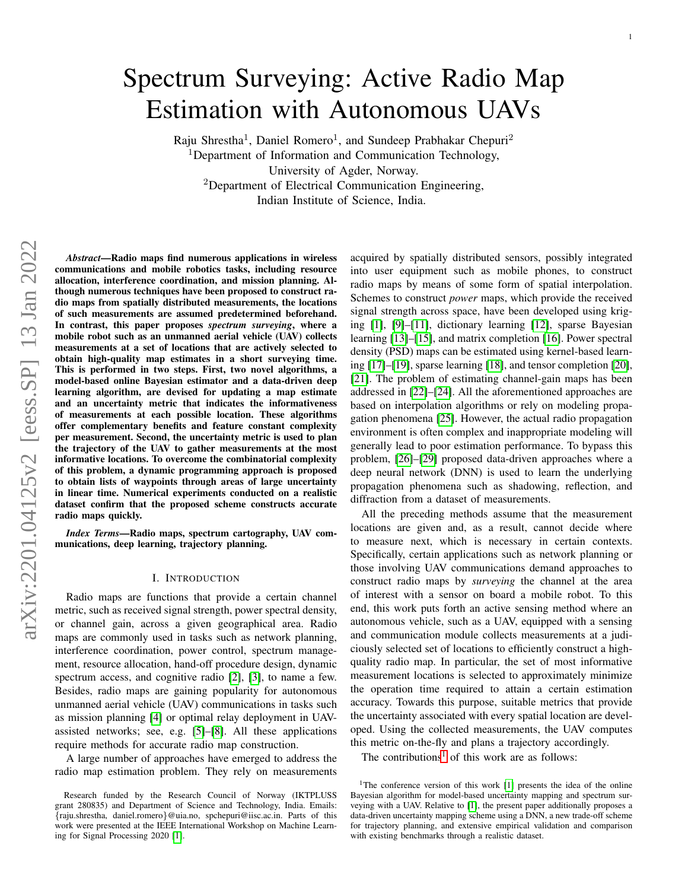# Spectrum Surveying: Active Radio Map Estimation with Autonomous UAVs

Raju Shrestha[1], Daniel Romero[1], and Sundeep Prabhakar Chepuri[2]

[1]Department of Information and Communication Technology, University of Agder, Norway.

[2]Department of Electrical Communication Engineering, Indian Institute of Science, India.

***Abstract*—Radio maps find numerous applications in wireless communications and mobile robotics tasks, including resource allocation, interference coordination, and mission planning. Although numerous techniques have been proposed to construct radio maps from spatially distributed measurements, the locations of such measurements are assumed predetermined beforehand. In contrast, this paper proposes *spectrum surveying*, where a mobile robot such as an unmanned aerial vehicle (UAV) collects measurements at a set of locations that are actively selected to obtain high-quality map estimates in a short surveying time. This is performed in two steps. First, two novel algorithms, a model-based online Bayesian estimator and a data-driven deep learning algorithm, are devised for updating a map estimate and an uncertainty metric that indicates the informativeness of measurements at each possible location. These algorithms offer complementary benefits and feature constant complexity per measurement. Second, the uncertainty metric is used to plan the trajectory of the UAV to gather measurements at the most informative locations. To overcome the combinatorial complexity of this problem, a dynamic programming approach is proposed to obtain lists of waypoints through areas of large uncertainty in linear time. Numerical experiments conducted on a realistic dataset confirm that the proposed scheme constructs accurate radio maps quickly.**

***Index Terms*—Radio maps, spectrum cartography, UAV communications, deep learning, trajectory planning.**

## I. Introduction

Radio maps are functions that provide a certain channel metric, such as received signal strength, power spectral density, or channel gain, across a given geographical area. Radio maps are commonly used in tasks such as network planning, interference coordination, power control, spectrum management, resource allocation, hand-off procedure design, dynamic spectrum access, and cognitive radio [2], [3], to name a few. Besides, radio maps are gaining popularity for autonomous unmanned aerial vehicle (UAV) communications in tasks such as mission planning [4] or optimal relay deployment in UAV-assisted networks; see, e.g. [5]–[8]. All these applications require methods for accurate radio map construction.

A large number of approaches have emerged to address the radio map estimation problem. They rely on measurements acquired by spatially distributed sensors, possibly integrated into user equipment such as mobile phones, to construct radio maps by means of some form of spatial interpolation. Schemes to construct *power* maps, which provide the received signal strength across space, have been developed using kriging [1], [9]–[11], dictionary learning [12], sparse Bayesian learning [13]–[15], and matrix completion [16]. Power spectral density (PSD) maps can be estimated using kernel-based learning [17]–[19], sparse learning [18], and tensor completion [20], [21]. The problem of estimating channel-gain maps has been addressed in [22]–[24]. All the aforementioned approaches are based on interpolation algorithms or rely on modeling propagation phenomena [25]. However, the actual radio propagation environment is often complex and inappropriate modeling will generally lead to poor estimation performance. To bypass this problem, [26]–[29] proposed data-driven approaches where a deep neural network (DNN) is used to learn the underlying propagation phenomena such as shadowing, reflection, and diffraction from a dataset of measurements.

All the preceding methods assume that the measurement locations are given and, as a result, cannot decide where to measure next, which is necessary in certain contexts. Specifically, certain applications such as network planning or those involving UAV communications demand approaches to construct radio maps by *surveying* the channel at the area of interest with a sensor on board a mobile robot. To this end, this work puts forth an active sensing method where an autonomous vehicle, such as a UAV, equipped with a sensing and communication module collects measurements at a judiciously selected set of locations to efficiently construct a high-quality radio map. In particular, the set of most informative measurement locations is selected to approximately minimize the operation time required to attain a certain estimation accuracy. Towards this purpose, suitable metrics that provide the uncertainty associated with every spatial location are developed. Using the collected measurements, the UAV computes this metric on-the-fly and plans a trajectory accordingly.

The contributions[1] of this work are as follows:

---

Research funded by the Research Council of Norway (IKTPLUSS grant 280835) and Department of Science and Technology, India. Emails: {raju.shrestha, daniel.romero}@uia.no, spchepuri@iisc.ac.in. Parts of this work were presented at the IEEE International Workshop on Machine Learning for Signal Processing 2020 [1].

[1]The conference version of this work [1] presents the idea of the online Bayesian algorithm for model-based uncertainty mapping and spectrum surveying with a UAV. Relative to [1], the present paper additionally proposes a data-driven uncertainty mapping scheme using a DNN, a new trade-off scheme for trajectory planning, and extensive empirical validation and comparison with existing benchmarks through a realistic dataset.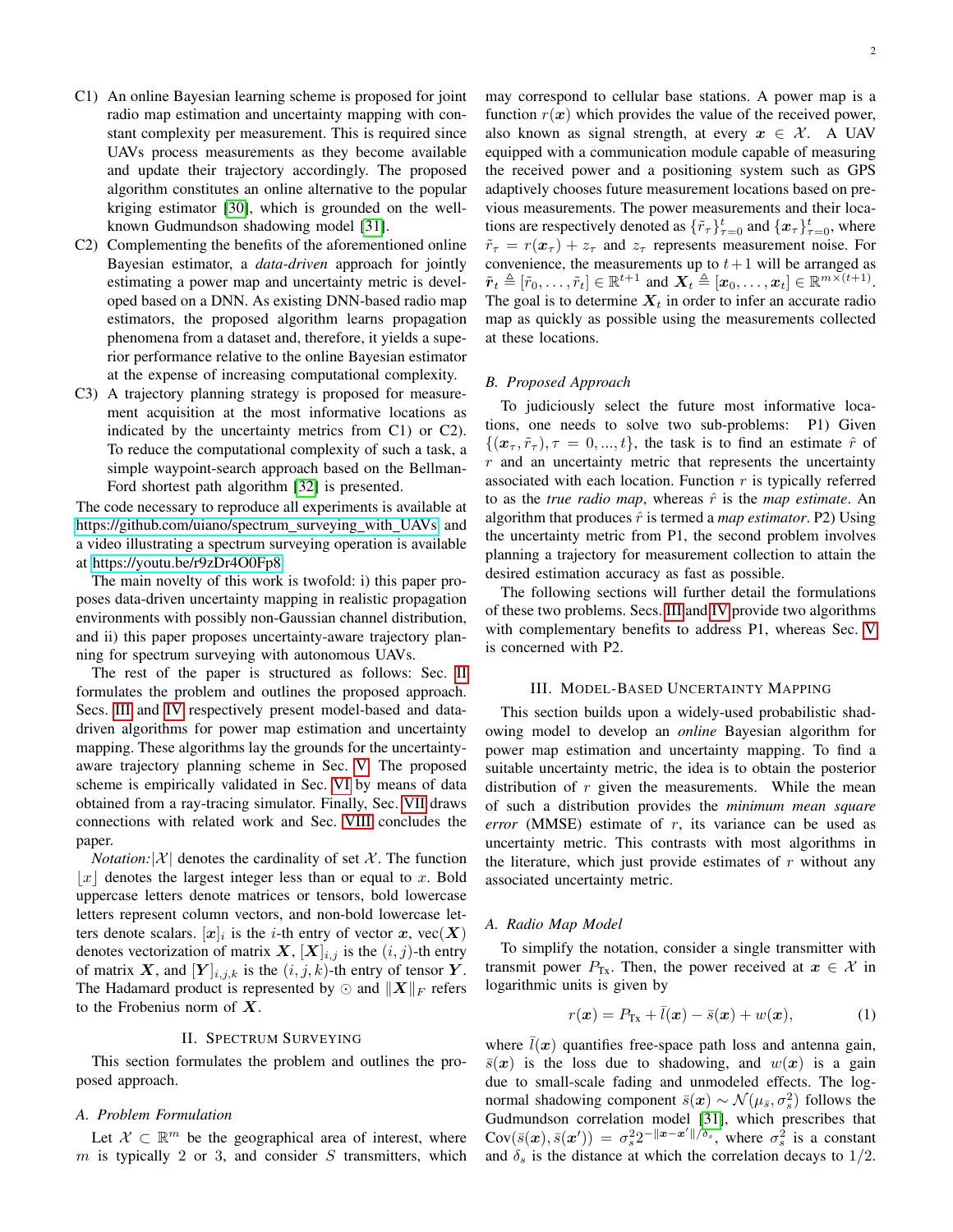C1) An online Bayesian learning scheme is proposed for joint radio map estimation and uncertainty mapping with constant complexity per measurement. This is required since UAVs process measurements as they become available and update their trajectory accordingly. The proposed algorithm constitutes an online alternative to the popular kriging estimator [30], which is grounded on the well-known Gudmundson shadowing model [31].

C2) Complementing the benefits of the aforementioned online Bayesian estimator, a *data-driven* approach for jointly estimating a power map and uncertainty metric is developed based on a DNN. As existing DNN-based radio map estimators, the proposed algorithm learns propagation phenomena from a dataset and, therefore, it yields a superior performance relative to the online Bayesian estimator at the expense of increasing computational complexity.

C3) A trajectory planning strategy is proposed for measurement acquisition at the most informative locations as indicated by the uncertainty metrics from C1) or C2). To reduce the computational complexity of such a task, a simple waypoint-search approach based on the Bellman-Ford shortest path algorithm [32] is presented.

The code necessary to reproduce all experiments is available at https://github.com/uiano/spectrum_surveying_with_UAVs and a video illustrating a spectrum surveying operation is available at https://youtu.be/r9zDr4O0Fp8.

The main novelty of this work is twofold: i) this paper proposes data-driven uncertainty mapping in realistic propagation environments with possibly non-Gaussian channel distribution, and ii) this paper proposes uncertainty-aware trajectory planning for spectrum surveying with autonomous UAVs.

The rest of the paper is structured as follows: Sec. II formulates the problem and outlines the proposed approach. Secs. III and IV respectively present model-based and data-driven algorithms for power map estimation and uncertainty mapping. These algorithms lay the grounds for the uncertainty-aware trajectory planning scheme in Sec. V. The proposed scheme is empirically validated in Sec. VI by means of data obtained from a ray-tracing simulator. Finally, Sec. VII draws connections with related work and Sec. VIII concludes the paper.

*Notation:* $|\mathcal{X}|$ denotes the cardinality of set $\mathcal{X}$. The function $\lfloor x \rfloor$ denotes the largest integer less than or equal to $x$. Bold uppercase letters denote matrices or tensors, bold lowercase letters represent column vectors, and non-bold lowercase letters denote scalars. $[\boldsymbol{x}]_i$ is the $i$-th entry of vector $\boldsymbol{x}$, $\text{vec}(\boldsymbol{X})$ denotes vectorization of matrix $\boldsymbol{X}$, $[\boldsymbol{X}]_{i,j}$ is the $(i,j)$-th entry of matrix $\boldsymbol{X}$, and $[\boldsymbol{Y}]_{i,j,k}$ is the $(i,j,k)$-th entry of tensor $\boldsymbol{Y}$. The Hadamard product is represented by $\odot$ and $\|\boldsymbol{X}\|_F$ refers to the Frobenius norm of $\boldsymbol{X}$.

## II. Spectrum Surveying

This section formulates the problem and outlines the proposed approach.

### A. Problem Formulation

Let $\mathcal{X} \subset \mathbb{R}^m$ be the geographical area of interest, where $m$ is typically 2 or 3, and consider $S$ transmitters, which may correspond to cellular base stations. A power map is a function $r(\boldsymbol{x})$ which provides the value of the received power, also known as signal strength, at every $\boldsymbol{x} \in \mathcal{X}$. A UAV equipped with a communication module capable of measuring the received power and a positioning system such as GPS adaptively chooses future measurement locations based on previous measurements. The power measurements and their locations are respectively denoted as $\{\tilde{r}_\tau\}_{\tau=0}^{t}$ and $\{\boldsymbol{x}_\tau\}_{\tau=0}^{t}$, where $\tilde{r}_\tau = r(\boldsymbol{x}_\tau) + z_\tau$ and $z_\tau$ represents measurement noise. For convenience, the measurements up to $t+1$ will be arranged as $\tilde{\boldsymbol{r}}_t \triangleq [\tilde{r}_0, \ldots, \tilde{r}_t] \in \mathbb{R}^{t+1}$ and $\boldsymbol{X}_t \triangleq [\boldsymbol{x}_0, \ldots, \boldsymbol{x}_t] \in \mathbb{R}^{m \times (t+1)}$. The goal is to determine $\boldsymbol{X}_t$ in order to infer an accurate radio map as quickly as possible using the measurements collected at these locations.

### B. Proposed Approach

To judiciously select the future most informative locations, one needs to solve two sub-problems: P1) Given $\{(\boldsymbol{x}_\tau, \tilde{r}_\tau), \tau = 0, ..., t\}$, the task is to find an estimate $\hat{r}$ of $r$ and an uncertainty metric that represents the uncertainty associated with each location. Function $r$ is typically referred to as the *true radio map*, whereas $\hat{r}$ is the *map estimate*. An algorithm that produces $\hat{r}$ is termed a *map estimator*. P2) Using the uncertainty metric from P1, the second problem involves planning a trajectory for measurement collection to attain the desired estimation accuracy as fast as possible.

The following sections will further detail the formulations of these two problems. Secs. III and IV provide two algorithms with complementary benefits to address P1, whereas Sec. V is concerned with P2.

## III. Model-Based Uncertainty Mapping

This section builds upon a widely-used probabilistic shadowing model to develop an *online* Bayesian algorithm for power map estimation and uncertainty mapping. To find a suitable uncertainty metric, the idea is to obtain the posterior distribution of $r$ given the measurements. While the mean of such a distribution provides the *minimum mean square error* (MMSE) estimate of $r$, its variance can be used as uncertainty metric. This contrasts with most algorithms in the literature, which just provide estimates of $r$ without any associated uncertainty metric.

### A. Radio Map Model

To simplify the notation, consider a single transmitter with transmit power $P_{\text{Tx}}$. Then, the power received at $\boldsymbol{x} \in \mathcal{X}$ in logarithmic units is given by

$$r(\boldsymbol{x}) = P_{\text{Tx}} + \bar{l}(\boldsymbol{x}) - \bar{s}(\boldsymbol{x}) + w(\boldsymbol{x}), \tag{1}$$

where $\bar{l}(\boldsymbol{x})$ quantifies free-space path loss and antenna gain, $\bar{s}(\boldsymbol{x})$ is the loss due to shadowing, and $w(\boldsymbol{x})$ is a gain due to small-scale fading and unmodeled effects. The log-normal shadowing component $\bar{s}(\boldsymbol{x}) \sim \mathcal{N}(\mu_{\bar{s}}, \sigma_s^2)$ follows the Gudmundson correlation model [31], which prescribes that $\text{Cov}(\bar{s}(\boldsymbol{x}), \bar{s}(\boldsymbol{x}')) = \sigma_s^2 2^{-\|\boldsymbol{x}-\boldsymbol{x}'\|/\delta_s}$, where $\sigma_s^2$ is a constant and $\delta_s$ is the distance at which the correlation decays to 1/2.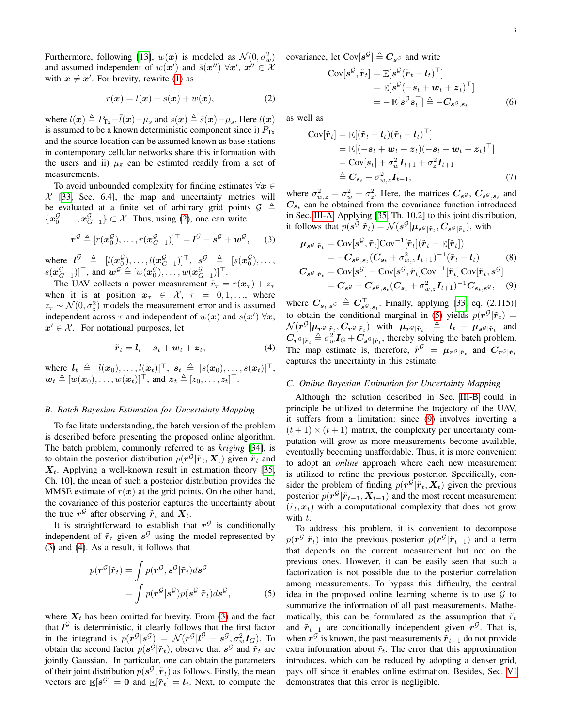Furthermore, following [13], $w(\boldsymbol{x})$ is modeled as $\mathcal{N}(0, \sigma_w^2)$ and assumed independent of $w(\boldsymbol{x}')$ and $\bar{s}(\boldsymbol{x}'')$ $\forall \boldsymbol{x}', \boldsymbol{x}'' \in \mathcal{X}$ with $\boldsymbol{x} \neq \boldsymbol{x}'$. For brevity, rewrite (1) as

$$r(\boldsymbol{x}) = l(\boldsymbol{x}) - s(\boldsymbol{x}) + w(\boldsymbol{x}), \tag{2}$$

where $l(\boldsymbol{x}) \triangleq P_{\text{Tx}} + \bar{l}(\boldsymbol{x}) - \mu_{\bar{s}}$ and $s(\boldsymbol{x}) \triangleq \bar{s}(\boldsymbol{x}) - \mu_{\bar{s}}$. Here $l(\boldsymbol{x})$ is assumed to be a known deterministic component since i) $P_{\text{Tx}}$ and the source location can be assumed known as base stations in contemporary cellular networks share this information with the users and ii) $\mu_{\bar{s}}$ can be estimted readily from a set of measurements.

To avoid unbounded complexity for finding estimates $\forall \boldsymbol{x} \in \mathcal{X}$ [33, Sec. 6.4], the map and uncertainty metrics will be evaluated at a finite set of arbitrary grid points $\mathcal{G} \triangleq \{\boldsymbol{x}_0^{\mathcal{G}}, \ldots, \boldsymbol{x}_{G-1}^{\mathcal{G}}\} \subset \mathcal{X}$. Thus, using (2), one can write

$$\boldsymbol{r}^{\mathcal{G}} \triangleq [r(\boldsymbol{x}_0^{\mathcal{G}}), \ldots, r(\boldsymbol{x}_{G-1}^{\mathcal{G}})]^\top = \boldsymbol{l}^{\mathcal{G}} - \boldsymbol{s}^{\mathcal{G}} + \boldsymbol{w}^{\mathcal{G}}, \tag{3}$$

where $\boldsymbol{l}^{\mathcal{G}} \triangleq [l(\boldsymbol{x}_0^{\mathcal{G}}), \ldots, l(\boldsymbol{x}_{G-1}^{\mathcal{G}})]^\top$, $\boldsymbol{s}^{\mathcal{G}} \triangleq [s(\boldsymbol{x}_0^{\mathcal{G}}), \ldots, s(\boldsymbol{x}_{G-1}^{\mathcal{G}})]^\top$, and $\boldsymbol{w}^{\mathcal{G}} \triangleq [w(\boldsymbol{x}_0^{\mathcal{G}}), \ldots, w(\boldsymbol{x}_{G-1}^{\mathcal{G}})]^\top$.

The UAV collects a power measurement $\tilde{r}_\tau = r(\boldsymbol{x}_\tau) + z_\tau$ when it is at position $\boldsymbol{x}_\tau \in \mathcal{X}$, $\tau = 0, 1, \ldots$, where $z_\tau \sim \mathcal{N}(0, \sigma_z^2)$ models the measurement error and is assumed independent across $\tau$ and independent of $w(\boldsymbol{x})$ and $s(\boldsymbol{x}')$ $\forall \boldsymbol{x}, \boldsymbol{x}' \in \mathcal{X}$. For notational purposes, let

$$\tilde{\boldsymbol{r}}_t = \boldsymbol{l}_t - \boldsymbol{s}_t + \boldsymbol{w}_t + \boldsymbol{z}_t, \tag{4}$$

where $\boldsymbol{l}_t \triangleq [l(\boldsymbol{x}_0), \ldots, l(\boldsymbol{x}_t)]^\top$, $\boldsymbol{s}_t \triangleq [s(\boldsymbol{x}_0), \ldots, s(\boldsymbol{x}_t)]^\top$, $\boldsymbol{w}_t \triangleq [w(\boldsymbol{x}_0), \ldots, w(\boldsymbol{x}_t)]^\top$, and $\boldsymbol{z}_t \triangleq [z_0, \ldots, z_t]^\top$.

### B. Batch Bayesian Estimation for Uncertainty Mapping

To facilitate understanding, the batch version of the problem is described before presenting the proposed online algorithm. The batch problem, commonly referred to as *kriging* [34], is to obtain the posterior distribution $p(\boldsymbol{r}^{\mathcal{G}} | \tilde{\boldsymbol{r}}_t, \boldsymbol{X}_t)$ given $\tilde{\boldsymbol{r}}_t$ and $\boldsymbol{X}_t$. Applying a well-known result in estimation theory [35, Ch. 10], the mean of such a posterior distribution provides the MMSE estimate of $r(\boldsymbol{x})$ at the grid points. On the other hand, the covariance of this posterior captures the uncertainty about the true $\boldsymbol{r}^{\mathcal{G}}$ after observing $\tilde{\boldsymbol{r}}_t$ and $\boldsymbol{X}_t$.

It is straightforward to establish that $\boldsymbol{r}^{\mathcal{G}}$ is conditionally independent of $\tilde{\boldsymbol{r}}_t$ given $\boldsymbol{s}^{\mathcal{G}}$ using the model represented by (3) and (4). As a result, it follows that

$$\begin{aligned} p(\boldsymbol{r}^{\mathcal{G}} | \tilde{\boldsymbol{r}}_t) &= \int p(\boldsymbol{r}^{\mathcal{G}}, \boldsymbol{s}^{\mathcal{G}} | \tilde{\boldsymbol{r}}_t) d\boldsymbol{s}^{\mathcal{G}} \\ &= \int p(\boldsymbol{r}^{\mathcal{G}} | \boldsymbol{s}^{\mathcal{G}}) p(\boldsymbol{s}^{\mathcal{G}} | \tilde{\boldsymbol{r}}_t) d\boldsymbol{s}^{\mathcal{G}}, \end{aligned} \tag{5}$$

where $\boldsymbol{X}_t$ has been omitted for brevity. From (3) and the fact that $\boldsymbol{l}^{\mathcal{G}}$ is deterministic, it clearly follows that the first factor in the integrand is $p(\boldsymbol{r}^{\mathcal{G}} | \boldsymbol{s}^{\mathcal{G}}) = \mathcal{N}(\boldsymbol{r}^{\mathcal{G}} | \boldsymbol{l}^{\mathcal{G}} - \boldsymbol{s}^{\mathcal{G}}, \sigma_w^2 \boldsymbol{I}_G)$. To obtain the second factor $p(\boldsymbol{s}^{\mathcal{G}} | \tilde{\boldsymbol{r}}_t)$, observe that $\boldsymbol{s}^{\mathcal{G}}$ and $\tilde{\boldsymbol{r}}_t$ are jointly Gaussian. In particular, one can obtain the parameters of their joint distribution $p(\boldsymbol{s}^{\mathcal{G}}, \tilde{\boldsymbol{r}}_t)$ as follows. Firstly, the mean vectors are $\mathbb{E}[\boldsymbol{s}^{\mathcal{G}}] = \boldsymbol{0}$ and $\mathbb{E}[\tilde{\boldsymbol{r}}_t] = \boldsymbol{l}_t$. Next, to compute the covariance, let $\text{Cov}[\boldsymbol{s}^{\mathcal{G}}] \triangleq \boldsymbol{C}_{\boldsymbol{s}^{\mathcal{G}}}$ and write

$$\begin{aligned} \text{Cov}[\boldsymbol{s}^{\mathcal{G}}, \tilde{\boldsymbol{r}}_t] &= \mathbb{E}[\boldsymbol{s}^{\mathcal{G}} (\tilde{\boldsymbol{r}}_t - \boldsymbol{l}_t)^\top] \\ &= \mathbb{E}[\boldsymbol{s}^{\mathcal{G}} (-\boldsymbol{s}_t + \boldsymbol{w}_t + \boldsymbol{z}_t)^\top] \\ &= -\mathbb{E}[\boldsymbol{s}^{\mathcal{G}} \boldsymbol{s}_t^\top] \triangleq -\boldsymbol{C}_{\boldsymbol{s}^{\mathcal{G}}, \boldsymbol{s}_t} \end{aligned} \tag{6}$$

as well as

$$\begin{aligned} \text{Cov}[\tilde{\boldsymbol{r}}_t] &= \mathbb{E}[(\tilde{\boldsymbol{r}}_t - \boldsymbol{l}_t)(\tilde{\boldsymbol{r}}_t - \boldsymbol{l}_t)^\top] \\ &= \mathbb{E}[(-\boldsymbol{s}_t + \boldsymbol{w}_t + \boldsymbol{z}_t)(-\boldsymbol{s}_t + \boldsymbol{w}_t + \boldsymbol{z}_t)^\top] \\ &= \text{Cov}[\boldsymbol{s}_t] + \sigma_w^2 \boldsymbol{I}_{t+1} + \sigma_z^2 \boldsymbol{I}_{t+1} \\ &\triangleq \boldsymbol{C}_{\boldsymbol{s}_t} + \sigma_{w,z}^2 \boldsymbol{I}_{t+1}, \end{aligned} \tag{7}$$

where $\sigma_{w,z}^2 = \sigma_w^2 + \sigma_z^2$. Here, the matrices $\boldsymbol{C}_{\boldsymbol{s}^{\mathcal{G}}}$, $\boldsymbol{C}_{\boldsymbol{s}^{\mathcal{G}}, \boldsymbol{s}_t}$ and $\boldsymbol{C}_{\boldsymbol{s}_t}$ can be obtained from the covariance function introduced in Sec. III-A. Applying [35, Th. 10.2] to this joint distribution, it follows that $p(\boldsymbol{s}^{\mathcal{G}} | \tilde{\boldsymbol{r}}_t) = \mathcal{N}(\boldsymbol{s}^{\mathcal{G}} | \boldsymbol{\mu}_{\boldsymbol{s}^{\mathcal{G}} | \tilde{\boldsymbol{r}}_t}, \boldsymbol{C}_{\boldsymbol{s}^{\mathcal{G}} | \tilde{\boldsymbol{r}}_t})$, with

$$\begin{aligned} \boldsymbol{\mu}_{\boldsymbol{s}^{\mathcal{G}} | \tilde{\boldsymbol{r}}_t} &= \text{Cov}[\boldsymbol{s}^{\mathcal{G}}, \tilde{\boldsymbol{r}}_t] \text{Cov}^{-1}[\tilde{\boldsymbol{r}}_t] (\tilde{\boldsymbol{r}}_t - \mathbb{E}[\tilde{\boldsymbol{r}}_t]) \\ &= -\boldsymbol{C}_{\boldsymbol{s}^{\mathcal{G}}, \boldsymbol{s}_t} (\boldsymbol{C}_{\boldsymbol{s}_t} + \sigma_{w,z}^2 \boldsymbol{I}_{t+1})^{-1} (\tilde{\boldsymbol{r}}_t - \boldsymbol{l}_t) \end{aligned} \tag{8}$$

$$\begin{aligned} \boldsymbol{C}_{\boldsymbol{s}^{\mathcal{G}} | \tilde{\boldsymbol{r}}_t} &= \text{Cov}[\boldsymbol{s}^{\mathcal{G}}] - \text{Cov}[\boldsymbol{s}^{\mathcal{G}}, \tilde{\boldsymbol{r}}_t] \text{Cov}^{-1}[\tilde{\boldsymbol{r}}_t] \, \text{Cov}[\tilde{\boldsymbol{r}}_t, \boldsymbol{s}^{\mathcal{G}}] \\ &= \boldsymbol{C}_{\boldsymbol{s}^{\mathcal{G}}} - \boldsymbol{C}_{\boldsymbol{s}^{\mathcal{G}}, \boldsymbol{s}_t} (\boldsymbol{C}_{\boldsymbol{s}_t} + \sigma_{w,z}^2 \boldsymbol{I}_{t+1})^{-1} \boldsymbol{C}_{\boldsymbol{s}_t, \boldsymbol{s}^{\mathcal{G}}}, \end{aligned} \tag{9}$$

where $\boldsymbol{C}_{\boldsymbol{s}_t, \boldsymbol{s}^{\mathcal{G}}} \triangleq \boldsymbol{C}_{\boldsymbol{s}^{\mathcal{G}}, \boldsymbol{s}_t}^\top$. Finally, applying [33, eq. (2.115)] to obtain the conditional marginal in (5) yields $p(\boldsymbol{r}^{\mathcal{G}} | \tilde{\boldsymbol{r}}_t) = \mathcal{N}(\boldsymbol{r}^{\mathcal{G}} | \boldsymbol{\mu}_{\boldsymbol{r}^{\mathcal{G}} | \tilde{\boldsymbol{r}}_t}, \boldsymbol{C}_{\boldsymbol{r}^{\mathcal{G}} | \tilde{\boldsymbol{r}}_t})$ with $\boldsymbol{\mu}_{\boldsymbol{r}^{\mathcal{G}} | \tilde{\boldsymbol{r}}_t} \triangleq \boldsymbol{l}_t - \boldsymbol{\mu}_{\boldsymbol{s}^{\mathcal{G}} | \tilde{\boldsymbol{r}}_t}$ and $\boldsymbol{C}_{\boldsymbol{r}^{\mathcal{G}} | \tilde{\boldsymbol{r}}_t} \triangleq \sigma_w^2 \boldsymbol{I}_G + \boldsymbol{C}_{\boldsymbol{s}^{\mathcal{G}} | \tilde{\boldsymbol{r}}_t}$, thereby solving the batch problem. The map estimate is, therefore, $\hat{\boldsymbol{r}}^{\mathcal{G}} = \boldsymbol{\mu}_{\boldsymbol{r}^{\mathcal{G}} | \tilde{\boldsymbol{r}}_t}$ and $\boldsymbol{C}_{\boldsymbol{r}^{\mathcal{G}} | \tilde{\boldsymbol{r}}_t}$ captures the uncertainty in this estimate.

### C. Online Bayesian Estimation for Uncertainty Mapping

Although the solution described in Sec. III-B could in principle be utilized to determine the trajectory of the UAV, it suffers from a limitation: since (9) involves inverting a $(t+1) \times (t+1)$ matrix, the complexity per uncertainty computation will grow as more measurements become available, eventually becoming unaffordable. Thus, it is more convenient to adopt an *online* approach where each new measurement is utilized to refine the previous posterior. Specifically, consider the problem of finding $p(\boldsymbol{r}^{\mathcal{G}} | \tilde{\boldsymbol{r}}_t, \boldsymbol{X}_t)$ given the previous posterior $p(\boldsymbol{r}^{\mathcal{G}} | \tilde{\boldsymbol{r}}_{t-1}, \boldsymbol{X}_{t-1})$ and the most recent measurement $(\tilde{r}_t, \boldsymbol{x}_t)$ with a computational complexity that does not grow with $t$.

To address this problem, it is convenient to decompose $p(\boldsymbol{r}^{\mathcal{G}} | \tilde{\boldsymbol{r}}_t)$ into the previous posterior $p(\boldsymbol{r}^{\mathcal{G}} | \tilde{\boldsymbol{r}}_{t-1})$ and a term that depends on the current measurement but not on the previous ones. However, it can be easily seen that such a factorization is not possible due to the posterior correlation among measurements. To bypass this difficulty, the central idea in the proposed online learning scheme is to use $\mathcal{G}$ to summarize the information of all past measurements. Mathematically, this can be formulated as the assumption that $\tilde{r}_t$ and $\tilde{\boldsymbol{r}}_{t-1}$ are conditionally independent given $\boldsymbol{r}^{\mathcal{G}}$. That is, when $\boldsymbol{r}^{\mathcal{G}}$ is known, the past measurements $\tilde{\boldsymbol{r}}_{t-1}$ do not provide extra information about $\tilde{r}_t$. The error that this approximation introduces, which can be reduced by adopting a denser grid, pays off since it enables online estimation. Besides, Sec. VI demonstrates that this error is negligible.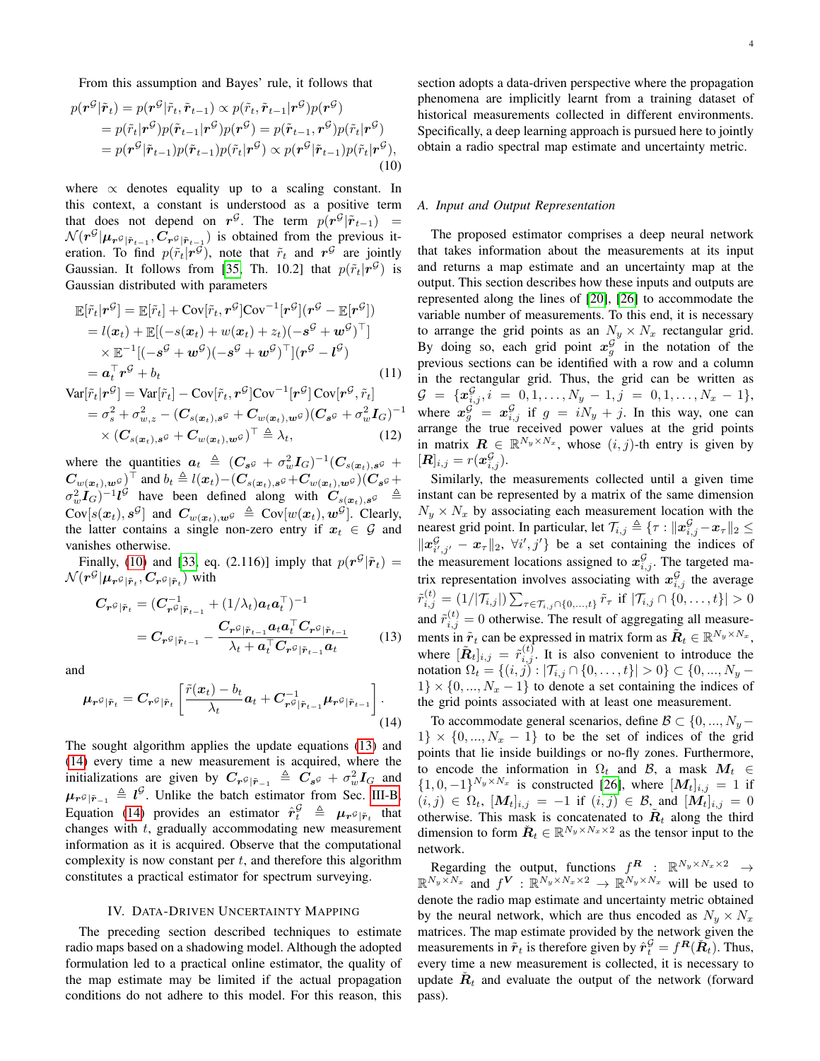From this assumption and Bayes' rule, it follows that

$$
\begin{aligned}
p(\boldsymbol{r}^{\mathcal{G}}|\tilde{\boldsymbol{r}}_t) &= p(\boldsymbol{r}^{\mathcal{G}}|\tilde{r}_t, \tilde{\boldsymbol{r}}_{t-1}) \propto p(\tilde{r}_t, \tilde{\boldsymbol{r}}_{t-1}|\boldsymbol{r}^{\mathcal{G}})p(\boldsymbol{r}^{\mathcal{G}}) \\
&= p(\tilde{r}_t|\boldsymbol{r}^{\mathcal{G}})p(\tilde{\boldsymbol{r}}_{t-1}|\boldsymbol{r}^{\mathcal{G}})p(\boldsymbol{r}^{\mathcal{G}}) = p(\tilde{\boldsymbol{r}}_{t-1}, \boldsymbol{r}^{\mathcal{G}})p(\tilde{r}_t|\boldsymbol{r}^{\mathcal{G}}) \\
&= p(\boldsymbol{r}^{\mathcal{G}}|\tilde{\boldsymbol{r}}_{t-1})p(\tilde{\boldsymbol{r}}_{t-1})p(\tilde{r}_t|\boldsymbol{r}^{\mathcal{G}}) \propto p(\boldsymbol{r}^{\mathcal{G}}|\tilde{\boldsymbol{r}}_{t-1})p(\tilde{r}_t|\boldsymbol{r}^{\mathcal{G}}),
\end{aligned} \tag{10}
$$

where $\propto$ denotes equality up to a scaling constant. In this context, a constant is understood as a positive term that does not depend on $\boldsymbol{r}^{\mathcal{G}}$. The term $p(\boldsymbol{r}^{\mathcal{G}}|\tilde{\boldsymbol{r}}_{t-1}) = \mathcal{N}(\boldsymbol{r}^{\mathcal{G}}|\boldsymbol{\mu}_{\boldsymbol{r}^{\mathcal{G}}|\tilde{\boldsymbol{r}}_{t-1}}, \boldsymbol{C}_{\boldsymbol{r}^{\mathcal{G}}|\tilde{\boldsymbol{r}}_{t-1}})$ is obtained from the previous iteration. To find $p(\tilde{r}_t|\boldsymbol{r}^{\mathcal{G}})$, note that $\tilde{r}_t$ and $\boldsymbol{r}^{\mathcal{G}}$ are jointly Gaussian. It follows from [35, Th. 10.2] that $p(\tilde{r}_t|\boldsymbol{r}^{\mathcal{G}})$ is Gaussian distributed with parameters

$$
\begin{aligned}
\mathbb{E}[\tilde{r}_t|\boldsymbol{r}^{\mathcal{G}}] &= \mathbb{E}[\tilde{r}_t] + \mathrm{Cov}[\tilde{r}_t, \boldsymbol{r}^{\mathcal{G}}]\mathrm{Cov}^{-1}[\boldsymbol{r}^{\mathcal{G}}](\boldsymbol{r}^{\mathcal{G}} - \mathbb{E}[\boldsymbol{r}^{\mathcal{G}}]) \\
&= l(\boldsymbol{x}_t) + \mathbb{E}[(-s(\boldsymbol{x}_t) + w(\boldsymbol{x}_t) + z_t)(-\boldsymbol{s}^{\mathcal{G}} + \boldsymbol{w}^{\mathcal{G}})^\top] \\
&\quad \times \mathbb{E}^{-1}[(-\boldsymbol{s}^{\mathcal{G}} + \boldsymbol{w}^{\mathcal{G}})(-\boldsymbol{s}^{\mathcal{G}} + \boldsymbol{w}^{\mathcal{G}})^\top](\boldsymbol{r}^{\mathcal{G}} - \boldsymbol{l}^{\mathcal{G}}) \\
&= \boldsymbol{a}_t^\top \boldsymbol{r}^{\mathcal{G}} + b_t
\end{aligned} \tag{11}
$$

$$
\begin{aligned}
\mathrm{Var}[\tilde{r}_t|\boldsymbol{r}^{\mathcal{G}}] &= \mathrm{Var}[\tilde{r}_t] - \mathrm{Cov}[\tilde{r}_t, \boldsymbol{r}^{\mathcal{G}}]\mathrm{Cov}^{-1}[\boldsymbol{r}^{\mathcal{G}}]\,\mathrm{Cov}[\boldsymbol{r}^{\mathcal{G}}, \tilde{r}_t] \\
&= \sigma_s^2 + \sigma_{w,z}^2 - (\boldsymbol{C}_{s(\boldsymbol{x}_t),\boldsymbol{s}^{\mathcal{G}}} + \boldsymbol{C}_{w(\boldsymbol{x}_t),\boldsymbol{w}^{\mathcal{G}}})(\boldsymbol{C}_{\boldsymbol{s}^{\mathcal{G}}} + \sigma_w^2 \boldsymbol{I}_G)^{-1} \\
&\quad \times (\boldsymbol{C}_{s(\boldsymbol{x}_t),\boldsymbol{s}^{\mathcal{G}}} + \boldsymbol{C}_{w(\boldsymbol{x}_t),\boldsymbol{w}^{\mathcal{G}}})^\top \triangleq \lambda_t,
\end{aligned} \tag{12}
$$

where the quantities $\boldsymbol{a}_t \triangleq (\boldsymbol{C}_{\boldsymbol{s}^{\mathcal{G}}} + \sigma_w^2 \boldsymbol{I}_G)^{-1}(\boldsymbol{C}_{s(\boldsymbol{x}_t),\boldsymbol{s}^{\mathcal{G}}} + \boldsymbol{C}_{w(\boldsymbol{x}_t),\boldsymbol{w}^{\mathcal{G}}})^\top$ and $b_t \triangleq l(\boldsymbol{x}_t) - (\boldsymbol{C}_{s(\boldsymbol{x}_t),\boldsymbol{s}^{\mathcal{G}}} + \boldsymbol{C}_{w(\boldsymbol{x}_t),\boldsymbol{w}^{\mathcal{G}}})(\boldsymbol{C}_{\boldsymbol{s}^{\mathcal{G}}} + \sigma_w^2 \boldsymbol{I}_G)^{-1}\boldsymbol{l}^{\mathcal{G}}$ have been defined along with $\boldsymbol{C}_{s(\boldsymbol{x}_t),\boldsymbol{s}^{\mathcal{G}}} \triangleq \mathrm{Cov}[s(\boldsymbol{x}_t), \boldsymbol{s}^{\mathcal{G}}]$ and $\boldsymbol{C}_{w(\boldsymbol{x}_t),\boldsymbol{w}^{\mathcal{G}}} \triangleq \mathrm{Cov}[w(\boldsymbol{x}_t), \boldsymbol{w}^{\mathcal{G}}]$. Clearly, the latter contains a single non-zero entry if $\boldsymbol{x}_t \in \mathcal{G}$ and vanishes otherwise.

Finally, (10) and [33, eq. (2.116)] imply that $p(\boldsymbol{r}^{\mathcal{G}}|\tilde{\boldsymbol{r}}_t) = \mathcal{N}(\boldsymbol{r}^{\mathcal{G}}|\boldsymbol{\mu}_{\boldsymbol{r}^{\mathcal{G}}|\tilde{\boldsymbol{r}}_t}, \boldsymbol{C}_{\boldsymbol{r}^{\mathcal{G}}|\tilde{\boldsymbol{r}}_t})$ with

$$
\begin{aligned}
\boldsymbol{C}_{\boldsymbol{r}^{\mathcal{G}}|\tilde{\boldsymbol{r}}_t} &= (\boldsymbol{C}_{\boldsymbol{r}^{\mathcal{G}}|\tilde{\boldsymbol{r}}_{t-1}}^{-1} + (1/\lambda_t)\boldsymbol{a}_t\boldsymbol{a}_t^\top)^{-1} \\
&= \boldsymbol{C}_{\boldsymbol{r}^{\mathcal{G}}|\tilde{\boldsymbol{r}}_{t-1}} - \frac{\boldsymbol{C}_{\boldsymbol{r}^{\mathcal{G}}|\tilde{\boldsymbol{r}}_{t-1}}\boldsymbol{a}_t\boldsymbol{a}_t^\top\boldsymbol{C}_{\boldsymbol{r}^{\mathcal{G}}|\tilde{\boldsymbol{r}}_{t-1}}}{\lambda_t + \boldsymbol{a}_t^\top\boldsymbol{C}_{\boldsymbol{r}^{\mathcal{G}}|\tilde{\boldsymbol{r}}_{t-1}}\boldsymbol{a}_t}
\end{aligned} \tag{13}
$$

and

$$
\boldsymbol{\mu}_{\boldsymbol{r}^{\mathcal{G}}|\tilde{\boldsymbol{r}}_t} = \boldsymbol{C}_{\boldsymbol{r}^{\mathcal{G}}|\tilde{\boldsymbol{r}}_t}\left[\frac{\tilde{r}(\boldsymbol{x}_t) - b_t}{\lambda_t}\boldsymbol{a}_t + \boldsymbol{C}_{\boldsymbol{r}^{\mathcal{G}}|\tilde{\boldsymbol{r}}_{t-1}}^{-1}\boldsymbol{\mu}_{\boldsymbol{r}^{\mathcal{G}}|\tilde{\boldsymbol{r}}_{t-1}}\right]. \tag{14}
$$

The sought algorithm applies the update equations (13) and (14) every time a new measurement is acquired, where the initializations are given by $\boldsymbol{C}_{\boldsymbol{r}^{\mathcal{G}}|\tilde{\boldsymbol{r}}_{-1}} \triangleq \boldsymbol{C}_{\boldsymbol{s}^{\mathcal{G}}} + \sigma_w^2 \boldsymbol{I}_G$ and $\boldsymbol{\mu}_{\boldsymbol{r}^{\mathcal{G}}|\tilde{\boldsymbol{r}}_{-1}} \triangleq \boldsymbol{l}^{\mathcal{G}}$. Unlike the batch estimator from Sec. III-B, Equation (14) provides an estimator $\hat{\boldsymbol{r}}_t^{\mathcal{G}} \triangleq \boldsymbol{\mu}_{\boldsymbol{r}^{\mathcal{G}}|\tilde{\boldsymbol{r}}_t}$ that changes with $t$, gradually accommodating new measurement information as it is acquired. Observe that the computational complexity is now constant per $t$, and therefore this algorithm constitutes a practical estimator for spectrum surveying.

## IV. Data-Driven Uncertainty Mapping

The preceding section described techniques to estimate radio maps based on a shadowing model. Although the adopted formulation led to a practical online estimator, the quality of the map estimate may be limited if the actual propagation conditions do not adhere to this model. For this reason, this section adopts a data-driven perspective where the propagation phenomena are implicitly learnt from a training dataset of historical measurements collected in different environments. Specifically, a deep learning approach is pursued here to jointly obtain a radio spectral map estimate and uncertainty metric.

### A. Input and Output Representation

The proposed estimator comprises a deep neural network that takes information about the measurements at its input and returns a map estimate and an uncertainty map at the output. This section describes how these inputs and outputs are represented along the lines of [20], [26] to accommodate the variable number of measurements. To this end, it is necessary to arrange the grid points as an $N_y \times N_x$ rectangular grid. By doing so, each grid point $\boldsymbol{x}_g^{\mathcal{G}}$ in the notation of the previous sections can be identified with a row and a column in the rectangular grid. Thus, the grid can be written as $\mathcal{G} = \{\boldsymbol{x}_{i,j}^{\mathcal{G}}, i = 0, 1, \ldots, N_y - 1, j = 0, 1, \ldots, N_x - 1\}$, where $\boldsymbol{x}_g^{\mathcal{G}} = \boldsymbol{x}_{i,j}^{\mathcal{G}}$ if $g = iN_y + j$. In this way, one can arrange the true received power values at the grid points in matrix $\boldsymbol{R} \in \mathbb{R}^{N_y \times N_x}$, whose $(i,j)$-th entry is given by $[\boldsymbol{R}]_{i,j} = r(\boldsymbol{x}_{i,j}^{\mathcal{G}})$.

Similarly, the measurements collected until a given time instant can be represented by a matrix of the same dimension $N_y \times N_x$ by associating each measurement location with the nearest grid point. In particular, let $\mathcal{T}_{i,j} \triangleq \{\tau : \|\boldsymbol{x}_{i,j}^{\mathcal{G}} - \boldsymbol{x}_\tau\|_2 \leq \|\boldsymbol{x}_{i',j'}^{\mathcal{G}} - \boldsymbol{x}_\tau\|_2, \forall i', j'\}$ be a set containing the indices of the measurement locations assigned to $\boldsymbol{x}_{i,j}^{\mathcal{G}}$. The targeted matrix representation involves associating with $\boldsymbol{x}_{i,j}^{\mathcal{G}}$ the average $\tilde{r}_{i,j}^{(t)} = (1/|\mathcal{T}_{i,j}|)\sum_{\tau \in \mathcal{T}_{i,j} \cap \{0,\ldots,t\}} \tilde{r}_\tau$ if $|\mathcal{T}_{i,j} \cap \{0, \ldots, t\}| > 0$ and $\tilde{r}_{i,j}^{(t)} = 0$ otherwise. The result of aggregating all measurements in $\tilde{\boldsymbol{r}}_t$ can be expressed in matrix form as $\tilde{\boldsymbol{R}}_t \in \mathbb{R}^{N_y \times N_x}$, where $[\tilde{\boldsymbol{R}}_t]_{i,j} = \tilde{r}_{i,j}^{(t)}$. It is also convenient to introduce the notation $\Omega_t = \{(i,j) : |\mathcal{T}_{i,j} \cap \{0, \ldots, t\}| > 0\} \subset \{0, ..., N_y - 1\} \times \{0, ..., N_x - 1\}$ to denote a set containing the indices of the grid points associated with at least one measurement.

To accommodate general scenarios, define $\mathcal{B} \subset \{0, ..., N_y - 1\} \times \{0, ..., N_x - 1\}$ to be the set of indices of the grid points that lie inside buildings or no-fly zones. Furthermore, to encode the information in $\Omega_t$ and $\mathcal{B}$, a mask $\boldsymbol{M}_t \in \{1, 0, -1\}^{N_y \times N_x}$ is constructed [26], where $[\boldsymbol{M}_t]_{i,j} = 1$ if $(i,j) \in \Omega_t$, $[\boldsymbol{M}_t]_{i,j} = -1$ if $(i,j) \in \mathcal{B}$, and $[\boldsymbol{M}_t]_{i,j} = 0$ otherwise. This mask is concatenated to $\tilde{\boldsymbol{R}}_t$ along the third dimension to form $\breve{\boldsymbol{R}}_t \in \mathbb{R}^{N_y \times N_x \times 2}$ as the tensor input to the network.

Regarding the output, functions $f^{\boldsymbol{R}} : \mathbb{R}^{N_y \times N_x \times 2} \to \mathbb{R}^{N_y \times N_x}$ and $f^{\boldsymbol{V}} : \mathbb{R}^{N_y \times N_x \times 2} \to \mathbb{R}^{N_y \times N_x}$ will be used to denote the radio map estimate and uncertainty metric obtained by the neural network, which are thus encoded as $N_y \times N_x$ matrices. The map estimate provided by the network given the measurements in $\tilde{\boldsymbol{r}}_t$ is therefore given by $\hat{\boldsymbol{r}}_t^{\mathcal{G}} = f^{\boldsymbol{R}}(\breve{\boldsymbol{R}}_t)$. Thus, every time a new measurement is collected, it is necessary to update $\breve{\boldsymbol{R}}_t$ and evaluate the output of the network (forward pass).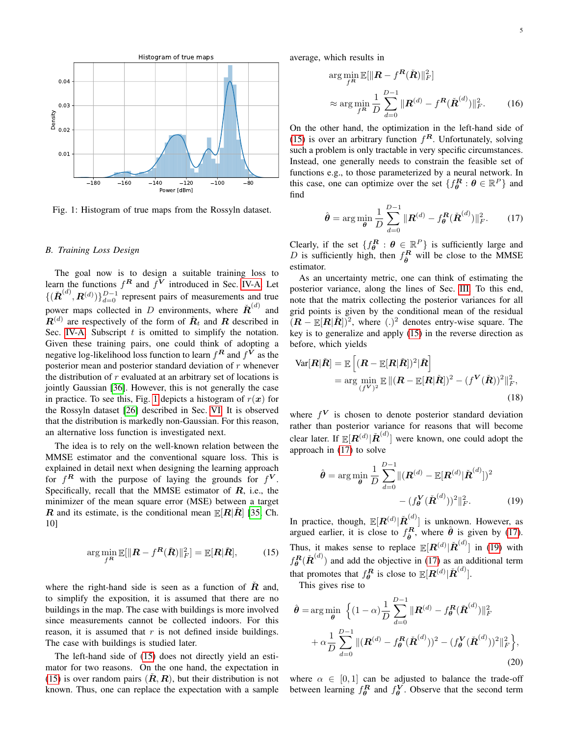Fig. 1: Histogram of true maps from the Rossyln dataset.

### B. Training Loss Design

The goal now is to design a suitable training loss to learn the functions $f^{\boldsymbol{R}}$ and $f^{\boldsymbol{V}}$ introduced in Sec. IV-A. Let $\{(\check{\boldsymbol{R}}^{(d)}, \boldsymbol{R}^{(d)})\}_{d=0}^{D-1}$ represent pairs of measurements and true power maps collected in $D$ environments, where $\check{\boldsymbol{R}}^{(d)}$ and $\boldsymbol{R}^{(d)}$ are respectively of the form of $\check{\boldsymbol{R}}_t$ and $\boldsymbol{R}$ described in Sec. IV-A. Subscript $t$ is omitted to simplify the notation. Given these training pairs, one could think of adopting a negative log-likelihood loss function to learn $f^{\boldsymbol{R}}$ and $f^{\boldsymbol{V}}$ as the posterior mean and posterior standard deviation of $r$ whenever the distribution of $r$ evaluated at an arbitrary set of locations is jointly Gaussian [36]. However, this is not generally the case in practice. To see this, Fig. 1 depicts a histogram of $r(\boldsymbol{x})$ for the Rossyln dataset [26] described in Sec. VI. It is observed that the distribution is markedly non-Gaussian. For this reason, an alternative loss function is investigated next.

The idea is to rely on the well-known relation between the MMSE estimator and the conventional square loss. This is explained in detail next when designing the learning approach for $f^{\boldsymbol{R}}$ with the purpose of laying the grounds for $f^{\boldsymbol{V}}$. Specifically, recall that the MMSE estimator of $\boldsymbol{R}$, i.e., the minimizer of the mean square error (MSE) between a target $\boldsymbol{R}$ and its estimate, is the conditional mean $\mathbb{E}[\boldsymbol{R}|\check{\boldsymbol{R}}]$ [35, Ch. 10]

$$\arg\min_{f^{\boldsymbol{R}}} \mathbb{E}[\|\boldsymbol{R} - f^{\boldsymbol{R}}(\check{\boldsymbol{R}})\|_F^2] = \mathbb{E}[\boldsymbol{R}|\check{\boldsymbol{R}}], \tag{15}$$

where the right-hand side is seen as a function of $\check{\boldsymbol{R}}$ and, to simplify the exposition, it is assumed that there are no buildings in the map. The case with buildings is more involved since measurements cannot be collected indoors. For this reason, it is assumed that $r$ is not defined inside buildings. The case with buildings is studied later.

The left-hand side of (15) does not directly yield an estimator for two reasons. On the one hand, the expectation in (15) is over random pairs $(\check{\boldsymbol{R}}, \boldsymbol{R})$, but their distribution is not known. Thus, one can replace the expectation with a sample average, which results in

$$\begin{aligned}
&\arg\min_{f^{\boldsymbol{R}}} \mathbb{E}[\|\boldsymbol{R} - f^{\boldsymbol{R}}(\check{\boldsymbol{R}})\|_F^2] \\
&\approx \arg\min_{f^{\boldsymbol{R}}} \frac{1}{D}\sum_{d=0}^{D-1} \|\boldsymbol{R}^{(d)} - f^{\boldsymbol{R}}(\check{\boldsymbol{R}}^{(d)})\|_F^2.
\end{aligned} \tag{16}$$

On the other hand, the optimization in the left-hand side of (15) is over an arbitrary function $f^{\boldsymbol{R}}$. Unfortunately, solving such a problem is only tractable in very specific circumstances. Instead, one generally needs to constrain the feasible set of functions e.g., to those parameterized by a neural network. In this case, one can optimize over the set $\{f_{\boldsymbol{\theta}}^{\boldsymbol{R}} : \boldsymbol{\theta} \in \mathbb{R}^P\}$ and find

$$\hat{\boldsymbol{\theta}} = \arg\min_{\boldsymbol{\theta}} \frac{1}{D}\sum_{d=0}^{D-1} \|\boldsymbol{R}^{(d)} - f_{\boldsymbol{\theta}}^{\boldsymbol{R}}(\check{\boldsymbol{R}}^{(d)})\|_F^2. \tag{17}$$

Clearly, if the set $\{f_{\boldsymbol{\theta}}^{\boldsymbol{R}} : \boldsymbol{\theta} \in \mathbb{R}^P\}$ is sufficiently large and $D$ is sufficiently high, then $f_{\hat{\boldsymbol{\theta}}}^{\boldsymbol{R}}$ will be close to the MMSE estimator.

As an uncertainty metric, one can think of estimating the posterior variance, along the lines of Sec. III. To this end, note that the matrix collecting the posterior variances for all grid points is given by the conditional mean of the residual $(\boldsymbol{R} - \mathbb{E}[\boldsymbol{R}|\check{\boldsymbol{R}}])^2$, where $(.)^2$ denotes entry-wise square. The key is to generalize and apply (15) in the reverse direction as before, which yields

$$\begin{aligned}
\mathrm{Var}[\boldsymbol{R}|\check{\boldsymbol{R}}] &= \mathbb{E}\left[(\boldsymbol{R} - \mathbb{E}[\boldsymbol{R}|\check{\boldsymbol{R}}])^2|\check{\boldsymbol{R}}\right] \\
&= \arg\min_{(f^{\boldsymbol{V}})^2} \mathbb{E}\|(\boldsymbol{R} - \mathbb{E}[\boldsymbol{R}|\check{\boldsymbol{R}}])^2 - (f^{\boldsymbol{V}}(\check{\boldsymbol{R}}))^2\|_F^2,
\end{aligned} \tag{18}$$

where $f^{\boldsymbol{V}}$ is chosen to denote posterior standard deviation rather than posterior variance for reasons that will become clear later. If $\mathbb{E}[\boldsymbol{R}^{(d)}|\check{\boldsymbol{R}}^{(d)}]$ were known, one could adopt the approach in (17) to solve

$$\begin{aligned}
\hat{\boldsymbol{\theta}} = \arg\min_{\boldsymbol{\theta}} \frac{1}{D}\sum_{d=0}^{D-1} &\|(\boldsymbol{R}^{(d)} - \mathbb{E}[\boldsymbol{R}^{(d)}|\check{\boldsymbol{R}}^{(d)}])^2 \\
&- (f_{\boldsymbol{\theta}}^{\boldsymbol{V}}(\check{\boldsymbol{R}}^{(d)}))^2\|_F^2.
\end{aligned} \tag{19}$$

In practice, though, $\mathbb{E}[\boldsymbol{R}^{(d)}|\check{\boldsymbol{R}}^{(d)}]$ is unknown. However, as argued earlier, it is close to $f_{\hat{\boldsymbol{\theta}}}^{\boldsymbol{R}}$, where $\hat{\boldsymbol{\theta}}$ is given by (17). Thus, it makes sense to replace $\mathbb{E}[\boldsymbol{R}^{(d)}|\check{\boldsymbol{R}}^{(d)}]$ in (19) with $f_{\boldsymbol{\theta}}^{\boldsymbol{R}}(\check{\boldsymbol{R}}^{(d)})$ and add the objective in (17) as an additional term that promotes that $f_{\boldsymbol{\theta}}^{\boldsymbol{R}}$ is close to $\mathbb{E}[\boldsymbol{R}^{(d)}|\check{\boldsymbol{R}}^{(d)}]$.

This gives rise to

$$\begin{aligned}
\hat{\boldsymbol{\theta}} = \arg\min_{\boldsymbol{\theta}} \Bigg\{&(1-\alpha)\frac{1}{D}\sum_{d=0}^{D-1} \|\boldsymbol{R}^{(d)} - f_{\boldsymbol{\theta}}^{\boldsymbol{R}}(\check{\boldsymbol{R}}^{(d)})\|_F^2 \\
&+ \alpha\frac{1}{D}\sum_{d=0}^{D-1} \|(\boldsymbol{R}^{(d)} - f_{\boldsymbol{\theta}}^{\boldsymbol{R}}(\check{\boldsymbol{R}}^{(d)}))^2 - (f_{\boldsymbol{\theta}}^{\boldsymbol{V}}(\check{\boldsymbol{R}}^{(d)}))^2\|_F^2\Bigg\},
\end{aligned} \tag{20}$$

where $\alpha \in [0, 1]$ can be adjusted to balance the trade-off between learning $f_{\boldsymbol{\theta}}^{\boldsymbol{R}}$ and $f_{\boldsymbol{\theta}}^{\boldsymbol{V}}$. Observe that the second term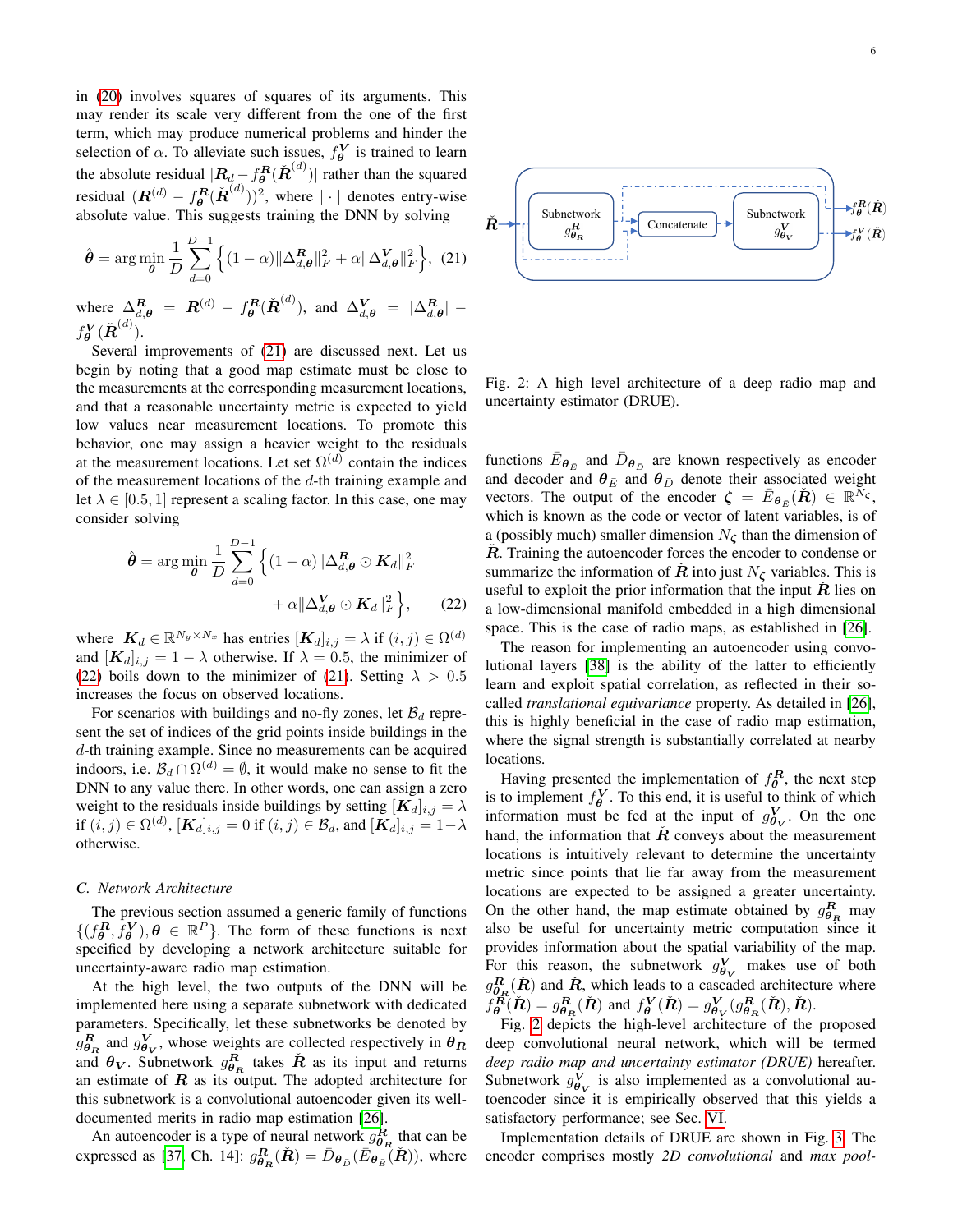in (20) involves squares of squares of its arguments. This may render its scale very different from the one of the first term, which may produce numerical problems and hinder the selection of $\alpha$. To alleviate such issues, $f_{\boldsymbol{\theta}}^{\boldsymbol{V}}$ is trained to learn the absolute residual $|\boldsymbol{R}_d - f_{\boldsymbol{\theta}}^{\boldsymbol{R}}(\check{\boldsymbol{R}}^{(d)})|$ rather than the squared residual $(\boldsymbol{R}^{(d)} - f_{\boldsymbol{\theta}}^{\boldsymbol{R}}(\check{\boldsymbol{R}}^{(d)}))^2$, where $|\cdot|$ denotes entry-wise absolute value. This suggests training the DNN by solving

$$\hat{\boldsymbol{\theta}} = \arg\min_{\boldsymbol{\theta}} \frac{1}{D} \sum_{d=0}^{D-1} \left\{ (1-\alpha) \|\Delta_{d,\boldsymbol{\theta}}^{\boldsymbol{R}}\|_F^2 + \alpha \|\Delta_{d,\boldsymbol{\theta}}^{\boldsymbol{V}}\|_F^2 \right\}, \quad (21)$$

where $\Delta_{d,\boldsymbol{\theta}}^{\boldsymbol{R}} = \boldsymbol{R}^{(d)} - f_{\boldsymbol{\theta}}^{\boldsymbol{R}}(\check{\boldsymbol{R}}^{(d)})$, and $\Delta_{d,\boldsymbol{\theta}}^{\boldsymbol{V}} = |\Delta_{d,\boldsymbol{\theta}}^{\boldsymbol{R}}| - f_{\boldsymbol{\theta}}^{\boldsymbol{V}}(\check{\boldsymbol{R}}^{(d)})$.

Several improvements of (21) are discussed next. Let us begin by noting that a good map estimate must be close to the measurements at the corresponding measurement locations, and that a reasonable uncertainty metric is expected to yield low values near measurement locations. To promote this behavior, one may assign a heavier weight to the residuals at the measurement locations. Let set $\Omega^{(d)}$ contain the indices of the measurement locations of the $d$-th training example and let $\lambda \in [0.5, 1]$ represent a scaling factor. In this case, one may consider solving

$$\hat{\boldsymbol{\theta}} = \arg\min_{\boldsymbol{\theta}} \frac{1}{D} \sum_{d=0}^{D-1} \Big\{ (1-\alpha) \|\Delta_{d,\boldsymbol{\theta}}^{\boldsymbol{R}} \odot \boldsymbol{K}_d\|_F^2 + \alpha \|\Delta_{d,\boldsymbol{\theta}}^{\boldsymbol{V}} \odot \boldsymbol{K}_d\|_F^2 \Big\}, \quad (22)$$

where $\boldsymbol{K}_d \in \mathbb{R}^{N_y \times N_x}$ has entries $[\boldsymbol{K}_d]_{i,j} = \lambda$ if $(i,j) \in \Omega^{(d)}$ and $[\boldsymbol{K}_d]_{i,j} = 1 - \lambda$ otherwise. If $\lambda = 0.5$, the minimizer of (22) boils down to the minimizer of (21). Setting $\lambda > 0.5$ increases the focus on observed locations.

For scenarios with buildings and no-fly zones, let $\mathcal{B}_d$ represent the set of indices of the grid points inside buildings in the $d$-th training example. Since no measurements can be acquired indoors, i.e. $\mathcal{B}_d \cap \Omega^{(d)} = \emptyset$, it would make no sense to fit the DNN to any value there. In other words, one can assign a zero weight to the residuals inside buildings by setting $[\boldsymbol{K}_d]_{i,j} = \lambda$ if $(i,j) \in \Omega^{(d)}$, $[\boldsymbol{K}_d]_{i,j} = 0$ if $(i,j) \in \mathcal{B}_d$, and $[\boldsymbol{K}_d]_{i,j} = 1 - \lambda$ otherwise.

### C. Network Architecture

The previous section assumed a generic family of functions $\{(f_{\boldsymbol{\theta}}^{\boldsymbol{R}}, f_{\boldsymbol{\theta}}^{\boldsymbol{V}}), \boldsymbol{\theta} \in \mathbb{R}^P\}$. The form of these functions is next specified by developing a network architecture suitable for uncertainty-aware radio map estimation.

At the high level, the two outputs of the DNN will be implemented here using a separate subnetwork with dedicated parameters. Specifically, let these subnetworks be denoted by $g_{\boldsymbol{\theta}_{\boldsymbol{R}}}^{\boldsymbol{R}}$ and $g_{\boldsymbol{\theta}_{\boldsymbol{V}}}^{\boldsymbol{V}}$, whose weights are collected respectively in $\boldsymbol{\theta}_{\boldsymbol{R}}$ and $\boldsymbol{\theta}_{\boldsymbol{V}}$. Subnetwork $g_{\boldsymbol{\theta}_{\boldsymbol{R}}}^{\boldsymbol{R}}$ takes $\check{\boldsymbol{R}}$ as its input and returns an estimate of $\boldsymbol{R}$ as its output. The adopted architecture for this subnetwork is a convolutional autoencoder given its well-documented merits in radio map estimation [26].

An autoencoder is a type of neural network $g_{\boldsymbol{\theta}_{\boldsymbol{R}}}^{\boldsymbol{R}}$ that can be expressed as [37, Ch. 14]: $g_{\boldsymbol{\theta}_{\boldsymbol{R}}}^{\boldsymbol{R}}(\check{\boldsymbol{R}}) = \bar{D}_{\boldsymbol{\theta}_{\bar{D}}}(\bar{E}_{\boldsymbol{\theta}_{\bar{E}}}(\check{\boldsymbol{R}}))$, where functions $\bar{E}_{\boldsymbol{\theta}_{\bar{E}}}$ and $\bar{D}_{\boldsymbol{\theta}_{\bar{D}}}$ are known respectively as encoder and decoder and $\boldsymbol{\theta}_{\bar{E}}$ and $\boldsymbol{\theta}_{\bar{D}}$ denote their associated weight vectors. The output of the encoder $\boldsymbol{\zeta} = \bar{E}_{\boldsymbol{\theta}_{\bar{E}}}(\check{\boldsymbol{R}}) \in \mathbb{R}^{N_{\zeta}}$, which is known as the code or vector of latent variables, is of a (possibly much) smaller dimension $N_{\zeta}$ than the dimension of $\check{\boldsymbol{R}}$. Training the autoencoder forces the encoder to condense or summarize the information of $\check{\boldsymbol{R}}$ into just $N_{\zeta}$ variables. This is useful to exploit the prior information that the input $\check{\boldsymbol{R}}$ lies on a low-dimensional manifold embedded in a high dimensional space. This is the case of radio maps, as established in [26].

Fig. 2: A high level architecture of a deep radio map and uncertainty estimator (DRUE).

The reason for implementing an autoencoder using convolutional layers [38] is the ability of the latter to efficiently learn and exploit spatial correlation, as reflected in their so-called *translational equivariance* property. As detailed in [26], this is highly beneficial in the case of radio map estimation, where the signal strength is substantially correlated at nearby locations.

Having presented the implementation of $f_{\boldsymbol{\theta}}^{\boldsymbol{R}}$, the next step is to implement $f_{\boldsymbol{\theta}}^{\boldsymbol{V}}$. To this end, it is useful to think of which information must be fed at the input of $g_{\boldsymbol{\theta}_{\boldsymbol{V}}}^{\boldsymbol{V}}$. On the one hand, the information that $\check{\boldsymbol{R}}$ conveys about the measurement locations is intuitively relevant to determine the uncertainty metric since points that lie far away from the measurement locations are expected to be assigned a greater uncertainty. On the other hand, the map estimate obtained by $g_{\boldsymbol{\theta}_{\boldsymbol{R}}}^{\boldsymbol{R}}$ may also be useful for uncertainty metric computation since it provides information about the spatial variability of the map. For this reason, the subnetwork $g_{\boldsymbol{\theta}_{\boldsymbol{V}}}^{\boldsymbol{V}}$ makes use of both $g_{\boldsymbol{\theta}_{\boldsymbol{R}}}^{\boldsymbol{R}}(\check{\boldsymbol{R}})$ and $\check{\boldsymbol{R}}$, which leads to a cascaded architecture where $f_{\boldsymbol{\theta}}^{\boldsymbol{R}}(\check{\boldsymbol{R}}) = g_{\boldsymbol{\theta}_{\boldsymbol{R}}}^{\boldsymbol{R}}(\check{\boldsymbol{R}})$ and $f_{\boldsymbol{\theta}}^{\boldsymbol{V}}(\check{\boldsymbol{R}}) = g_{\boldsymbol{\theta}_{\boldsymbol{V}}}^{\boldsymbol{V}}(g_{\boldsymbol{\theta}_{\boldsymbol{R}}}^{\boldsymbol{R}}(\check{\boldsymbol{R}}), \check{\boldsymbol{R}})$.

Fig. 2 depicts the high-level architecture of the proposed deep convolutional neural network, which will be termed *deep radio map and uncertainty estimator (DRUE)* hereafter. Subnetwork $g_{\boldsymbol{\theta}_{\boldsymbol{V}}}^{\boldsymbol{V}}$ is also implemented as a convolutional autoencoder since it is empirically observed that this yields a satisfactory performance; see Sec. VI.

Implementation details of DRUE are shown in Fig. 3. The encoder comprises mostly *2D convolutional* and *max pool-*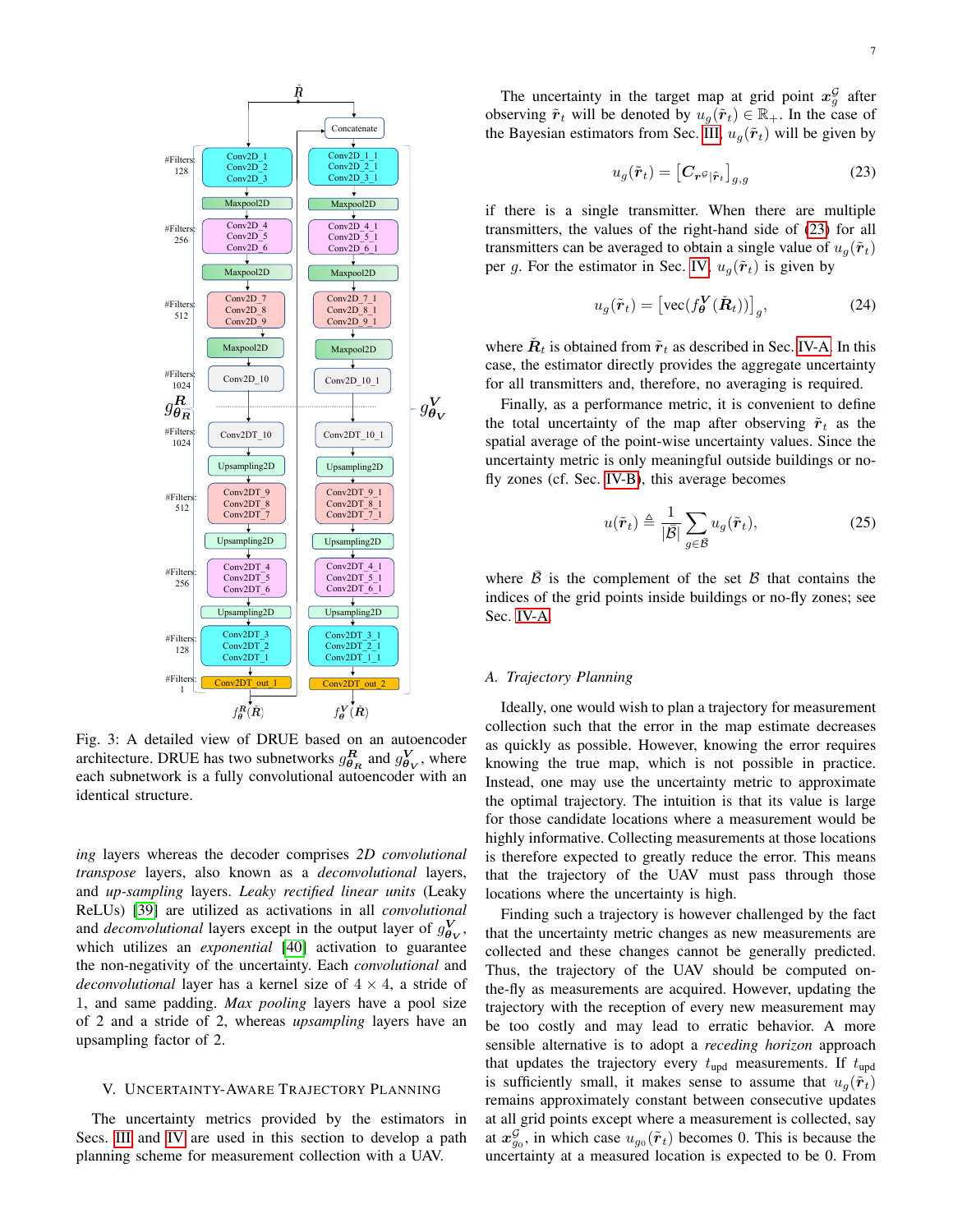Fig. 3: A detailed view of DRUE based on an autoencoder architecture. DRUE has two subnetworks $g^{\boldsymbol{R}}_{\boldsymbol{\theta_R}}$ and $g^{\boldsymbol{V}}_{\boldsymbol{\theta_V}}$, where each subnetwork is a fully convolutional autoencoder with an identical structure.

*ing* layers whereas the decoder comprises *2D convolutional transpose* layers, also known as *deconvolutional* layers, and *up-sampling* layers. *Leaky rectified linear units* (Leaky ReLUs) [39] are utilized as activations in all *convolutional* and *deconvolutional* layers except in the output layer of $g^{\boldsymbol{V}}_{\boldsymbol{\theta_V}}$, which utilizes an *exponential* [40] activation to guarantee the non-negativity of the uncertainty. Each *convolutional* and *deconvolutional* layer has a kernel size of $4 \times 4$, a stride of 1, and same padding. *Max pooling* layers have a pool size of 2 and a stride of 2, whereas *upsampling* layers have an upsampling factor of 2.

## V. Uncertainty-Aware Trajectory Planning

The uncertainty metrics provided by the estimators in Secs. III and IV are used in this section to develop a path planning scheme for measurement collection with a UAV.

The uncertainty in the target map at grid point $\boldsymbol{x}^{\mathcal{G}}_g$ after observing $\tilde{\boldsymbol{r}}_t$ will be denoted by $u_g(\tilde{\boldsymbol{r}}_t) \in \mathbb{R}_+$. In the case of the Bayesian estimators from Sec. III, $u_g(\tilde{\boldsymbol{r}}_t)$ will be given by

$$u_g(\tilde{\boldsymbol{r}}_t) = \left[\boldsymbol{C}_{\boldsymbol{r}^{\mathcal{G}}|\tilde{\boldsymbol{r}}_t}\right]_{g,g} \tag{23}$$

if there is a single transmitter. When there are multiple transmitters, the values of the right-hand side of (23) for all transmitters can be averaged to obtain a single value of $u_g(\tilde{\boldsymbol{r}}_t)$ per $g$. For the estimator in Sec. IV, $u_g(\tilde{\boldsymbol{r}}_t)$ is given by

$$u_g(\tilde{\boldsymbol{r}}_t) = \left[\text{vec}(f^{\boldsymbol{V}}_{\boldsymbol{\theta}}(\check{\boldsymbol{R}}_t))\right]_g, \tag{24}$$

where $\check{\boldsymbol{R}}_t$ is obtained from $\tilde{\boldsymbol{r}}_t$ as described in Sec. IV-A. In this case, the estimator directly provides the aggregate uncertainty for all transmitters and, therefore, no averaging is required.

Finally, as a performance metric, it is convenient to define the total uncertainty of the map after observing $\tilde{\boldsymbol{r}}_t$ as the spatial average of the point-wise uncertainty values. Since the uncertainty metric is only meaningful outside buildings or no-fly zones (cf. Sec. IV-B), this average becomes

$$u(\tilde{\boldsymbol{r}}_t) \triangleq \frac{1}{|\bar{\mathcal{B}}|} \sum_{g \in \bar{\mathcal{B}}} u_g(\tilde{\boldsymbol{r}}_t), \tag{25}$$

where $\bar{\mathcal{B}}$ is the complement of the set $\mathcal{B}$ that contains the indices of the grid points inside buildings or no-fly zones; see Sec. IV-A.

### A. Trajectory Planning

Ideally, one would wish to plan a trajectory for measurement collection such that the error in the map estimate decreases as quickly as possible. However, knowing the error requires knowing the true map, which is not possible in practice. Instead, one may use the uncertainty metric to approximate the optimal trajectory. The intuition is that its value is large for those candidate locations where a measurement would be highly informative. Collecting measurements at those locations is therefore expected to greatly reduce the error. This means that the trajectory of the UAV must pass through those locations where the uncertainty is high.

Finding such a trajectory is however challenged by the fact that the uncertainty metric changes as new measurements are collected and these changes cannot be generally predicted. Thus, the trajectory of the UAV should be computed on-the-fly as measurements are acquired. However, updating the trajectory with the reception of every new measurement may be too costly and may lead to erratic behavior. A more sensible alternative is to adopt a *receding horizon* approach that updates the trajectory every $t_{\text{upd}}$ measurements. If $t_{\text{upd}}$ is sufficiently small, it makes sense to assume that $u_g(\tilde{\boldsymbol{r}}_t)$ remains approximately constant between consecutive updates at all grid points except where a measurement is collected, say at $\boldsymbol{x}^{\mathcal{G}}_{g_0}$, in which case $u_{g_0}(\tilde{\boldsymbol{r}}_t)$ becomes 0. This is because the uncertainty at a measured location is expected to be 0. From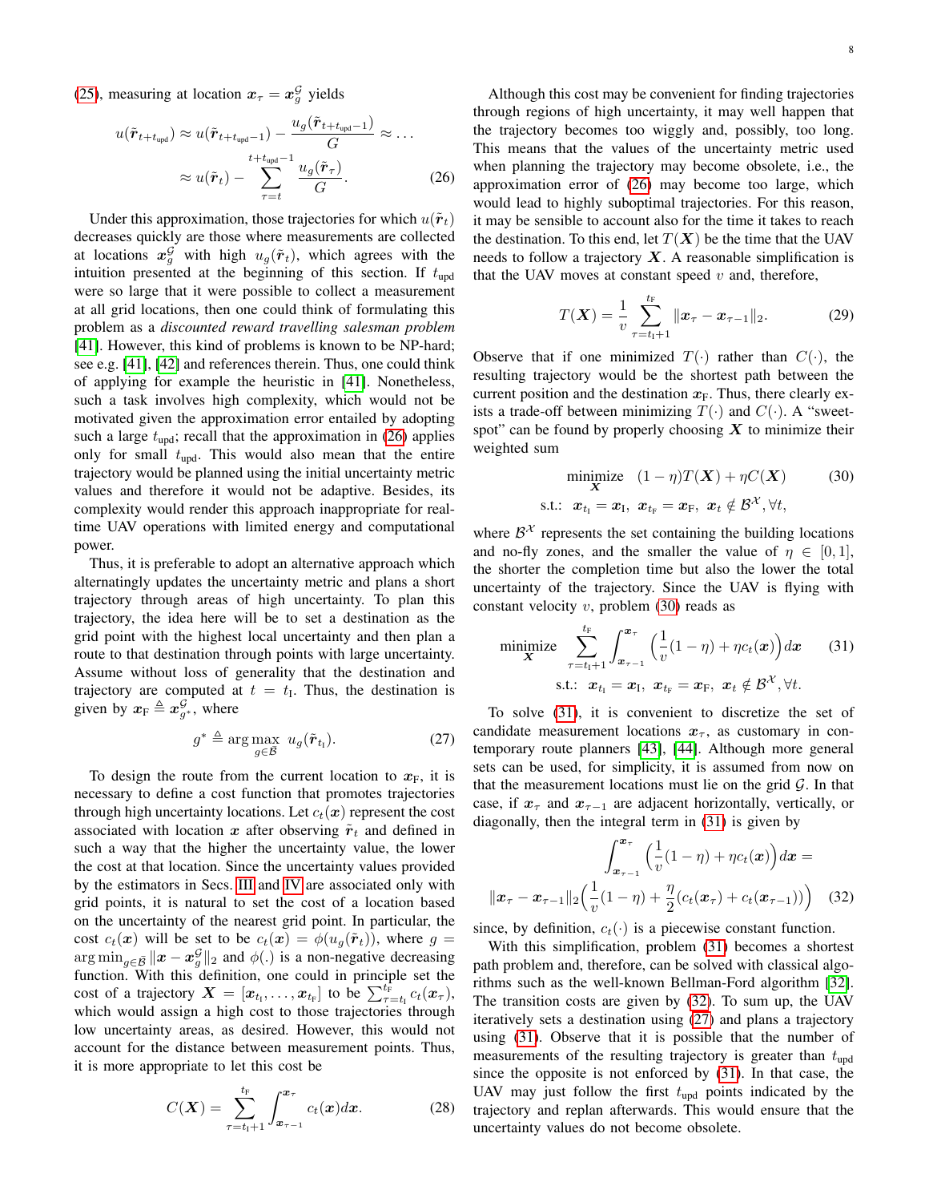(25), measuring at location $\boldsymbol{x}_\tau = \boldsymbol{x}_g^{\mathcal{G}}$ yields

$$u(\tilde{\boldsymbol{r}}_{t+t_{\text{upd}}}) \approx u(\tilde{\boldsymbol{r}}_{t+t_{\text{upd}}-1}) - \frac{u_g(\tilde{\boldsymbol{r}}_{t+t_{\text{upd}}-1})}{G} \approx \ldots$$
$$\approx u(\tilde{\boldsymbol{r}}_t) - \sum_{\tau=t}^{t+t_{\text{upd}}-1} \frac{u_g(\tilde{\boldsymbol{r}}_\tau)}{G}. \tag{26}$$

Under this approximation, those trajectories for which $u(\tilde{\boldsymbol{r}}_t)$ decreases quickly are those where measurements are collected at locations $\boldsymbol{x}_g^{\mathcal{G}}$ with high $u_g(\tilde{\boldsymbol{r}}_t)$, which agrees with the intuition presented at the beginning of this section. If $t_{\text{upd}}$ were so large that it were possible to collect a measurement at all grid locations, then one could think of formulating this problem as a *discounted reward travelling salesman problem* [41]. However, this kind of problems is known to be NP-hard; see e.g. [41], [42] and references therein. Thus, one could think of applying for example the heuristic in [41]. Nonetheless, such a task involves high complexity, which would not be motivated given the approximation error entailed by adopting such a large $t_{\text{upd}}$; recall that the approximation in (26) applies only for small $t_{\text{upd}}$. This would also mean that the entire trajectory would be planned using the initial uncertainty metric values and therefore it would not be adaptive. Besides, its complexity would render this approach inappropriate for real-time UAV operations with limited energy and computational power.

Thus, it is preferable to adopt an alternative approach which alternatingly updates the uncertainty metric and plans a short trajectory through areas of high uncertainty. To plan this trajectory, the idea here will be to set a destination as the grid point with the highest local uncertainty and then plan a route to that destination through points with large uncertainty. Assume without loss of generality that the destination and trajectory are computed at $t = t_{\text{I}}$. Thus, the destination is given by $\boldsymbol{x}_{\text{F}} \triangleq \boldsymbol{x}_{g^*}^{\mathcal{G}}$, where

$$g^* \triangleq \arg\max_{g \in \bar{\mathcal{B}}} \; u_g(\tilde{\boldsymbol{r}}_{t_{\text{I}}}). \tag{27}$$

To design the route from the current location to $\boldsymbol{x}_{\text{F}}$, it is necessary to define a cost function that promotes trajectories through high uncertainty locations. Let $c_t(\boldsymbol{x})$ represent the cost associated with location $\boldsymbol{x}$ after observing $\tilde{\boldsymbol{r}}_t$ and defined in such a way that the higher the uncertainty value, the lower the cost at that location. Since the uncertainty values provided by the estimators in Secs. III and IV are associated only with grid points, it is natural to set the cost of a location based on the uncertainty of the nearest grid point. In particular, the cost $c_t(\boldsymbol{x})$ will be set to be $c_t(\boldsymbol{x}) = \phi(u_g(\tilde{\boldsymbol{r}}_t))$, where $g = \arg\min_{g \in \bar{\mathcal{B}}} \|\boldsymbol{x} - \boldsymbol{x}_g^{\mathcal{G}}\|_2$ and $\phi(.)$ is a non-negative decreasing function. With this definition, one could in principle set the cost of a trajectory $\boldsymbol{X} = [\boldsymbol{x}_{t_{\text{I}}}, \ldots, \boldsymbol{x}_{t_{\text{F}}}]$ to be $\sum_{\tau=t_{\text{I}}}^{t_{\text{F}}} c_t(\boldsymbol{x}_\tau)$, which would assign a high cost to those trajectories through low uncertainty areas, as desired. However, this would not account for the distance between measurement points. Thus, it is more appropriate to let this cost be

$$C(\boldsymbol{X}) = \sum_{\tau=t_{\text{I}}+1}^{t_{\text{F}}} \int_{\boldsymbol{x}_{\tau-1}}^{\boldsymbol{x}_\tau} c_t(\boldsymbol{x}) d\boldsymbol{x}. \tag{28}$$

Although this cost may be convenient for finding trajectories through regions of high uncertainty, it may well happen that the trajectory becomes too wiggly and, possibly, too long. This means that the values of the uncertainty metric used when planning the trajectory may become obsolete, i.e., the approximation error of (26) may become too large, which would lead to highly suboptimal trajectories. For this reason, it may be sensible to account also for the time it takes to reach the destination. To this end, let $T(\boldsymbol{X})$ be the time that the UAV needs to follow a trajectory $\boldsymbol{X}$. A reasonable simplification is that the UAV moves at constant speed $v$ and, therefore,

$$T(\boldsymbol{X}) = \frac{1}{v} \sum_{\tau=t_{\text{I}}+1}^{t_{\text{F}}} \|\boldsymbol{x}_\tau - \boldsymbol{x}_{\tau-1}\|_2. \tag{29}$$

Observe that if one minimized $T(\cdot)$ rather than $C(\cdot)$, the resulting trajectory would be the shortest path between the current position and the destination $\boldsymbol{x}_{\text{F}}$. Thus, there clearly exists a trade-off between minimizing $T(\cdot)$ and $C(\cdot)$. A "sweet-spot" can be found by properly choosing $\boldsymbol{X}$ to minimize their weighted sum

$$\begin{aligned} &\underset{\boldsymbol{X}}{\text{minimize}} \quad (1-\eta)T(\boldsymbol{X}) + \eta C(\boldsymbol{X}) \\ &\text{s.t.:} \;\; \boldsymbol{x}_{t_{\text{I}}} = \boldsymbol{x}_{\text{I}}, \; \boldsymbol{x}_{t_{\text{F}}} = \boldsymbol{x}_{\text{F}}, \; \boldsymbol{x}_t \notin \mathcal{B}^{\mathcal{X}}, \forall t, \end{aligned} \tag{30}$$

where $\mathcal{B}^{\mathcal{X}}$ represents the set containing the building locations and no-fly zones, and the smaller the value of $\eta \in [0, 1]$, the shorter the completion time but also the lower the total uncertainty of the trajectory. Since the UAV is flying with constant velocity $v$, problem (30) reads as

$$\begin{aligned} &\underset{\boldsymbol{X}}{\text{minimize}} \;\; \sum_{\tau=t_{\text{I}}+1}^{t_{\text{F}}} \int_{\boldsymbol{x}_{\tau-1}}^{\boldsymbol{x}_\tau} \Big(\frac{1}{v}(1-\eta) + \eta c_t(\boldsymbol{x})\Big) d\boldsymbol{x} \\ &\text{s.t.:} \;\; \boldsymbol{x}_{t_{\text{I}}} = \boldsymbol{x}_{\text{I}}, \; \boldsymbol{x}_{t_{\text{F}}} = \boldsymbol{x}_{\text{F}}, \; \boldsymbol{x}_t \notin \mathcal{B}^{\mathcal{X}}, \forall t. \end{aligned} \tag{31}$$

To solve (31), it is convenient to discretize the set of candidate measurement locations $\boldsymbol{x}_\tau$, as customary in contemporary route planners [43], [44]. Although more general sets can be used, for simplicity, it is assumed from now on that the measurement locations must lie on the grid $\mathcal{G}$. In that case, if $\boldsymbol{x}_\tau$ and $\boldsymbol{x}_{\tau-1}$ are adjacent horizontally, vertically, or diagonally, then the integral term in (31) is given by

$$\int_{\boldsymbol{x}_{\tau-1}}^{\boldsymbol{x}_\tau} \Big(\frac{1}{v}(1-\eta) + \eta c_t(\boldsymbol{x})\Big) d\boldsymbol{x} =$$
$$\|\boldsymbol{x}_\tau - \boldsymbol{x}_{\tau-1}\|_2 \Big(\frac{1}{v}(1-\eta) + \frac{\eta}{2}(c_t(\boldsymbol{x}_\tau) + c_t(\boldsymbol{x}_{\tau-1}))\Big) \tag{32}$$

since, by definition, $c_t(\cdot)$ is a piecewise constant function.

With this simplification, problem (31) becomes a shortest path problem and, therefore, can be solved with classical algorithms such as the well-known Bellman-Ford algorithm [32]. The transition costs are given by (32). To sum up, the UAV iteratively sets a destination using (27) and plans a trajectory using (31). Observe that it is possible that the number of measurements of the resulting trajectory is greater than $t_{\text{upd}}$ since the opposite is not enforced by (31). In that case, the UAV may just follow the first $t_{\text{upd}}$ points indicated by the trajectory and replan afterwards. This would ensure that the uncertainty values do not become obsolete.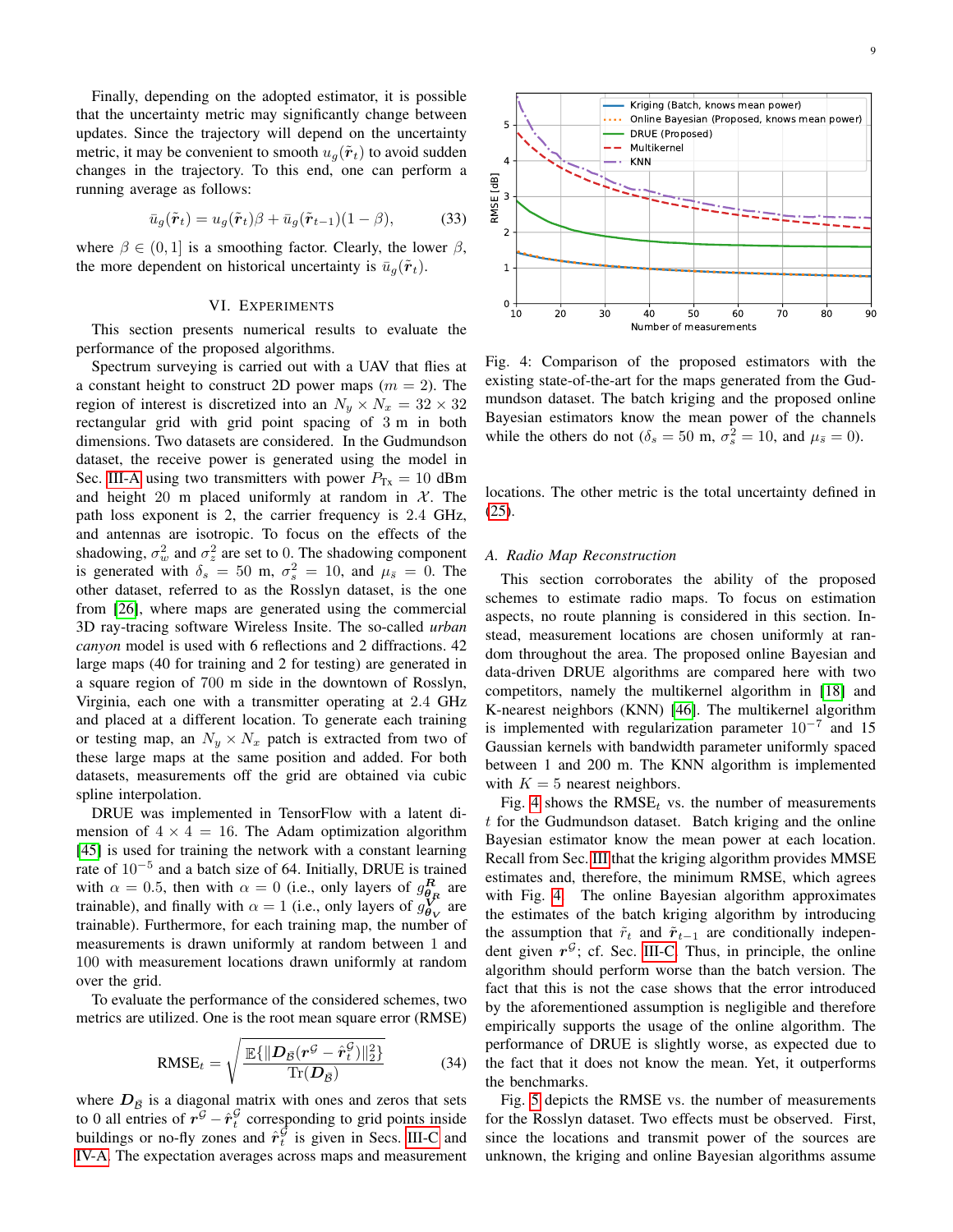Finally, depending on the adopted estimator, it is possible that the uncertainty metric may significantly change between updates. Since the trajectory will depend on the uncertainty metric, it may be convenient to smooth $u_g(\tilde{\boldsymbol{r}}_t)$ to avoid sudden changes in the trajectory. To this end, one can perform a running average as follows:

$$\bar{u}_g(\tilde{\boldsymbol{r}}_t) = u_g(\tilde{\boldsymbol{r}}_t)\beta + \bar{u}_g(\tilde{\boldsymbol{r}}_{t-1})(1-\beta), \tag{33}$$

where $\beta \in (0, 1]$ is a smoothing factor. Clearly, the lower $\beta$, the more dependent on historical uncertainty is $\bar{u}_g(\tilde{\boldsymbol{r}}_t)$.

## VI. Experiments

This section presents numerical results to evaluate the performance of the proposed algorithms.

Spectrum surveying is carried out with a UAV that flies at a constant height to construct 2D power maps ($m = 2$). The region of interest is discretized into an $N_y \times N_x = 32 \times 32$ rectangular grid with grid point spacing of 3 m in both dimensions. Two datasets are considered. In the Gudmundson dataset, the receive power is generated using the model in Sec. III-A using two transmitters with power $P_{\text{Tx}} = 10$ dBm and height 20 m placed uniformly at random in $\mathcal{X}$. The path loss exponent is 2, the carrier frequency is 2.4 GHz, and antennas are isotropic. To focus on the effects of the shadowing, $\sigma_w^2$ and $\sigma_z^2$ are set to 0. The shadowing component is generated with $\delta_s = 50$ m, $\sigma_s^2 = 10$, and $\mu_{\bar{s}} = 0$. The other dataset, referred to as the Rosslyn dataset, is the one from [26], where maps are generated using the commercial 3D ray-tracing software Wireless Insite. The so-called *urban canyon* model is used with 6 reflections and 2 diffractions. 42 large maps (40 for training and 2 for testing) are generated in a square region of 700 m side in the downtown of Rosslyn, Virginia, each one with a transmitter operating at 2.4 GHz and placed at a different location. To generate each training or testing map, an $N_y \times N_x$ patch is extracted from two of these large maps at the same position and added. For both datasets, measurements off the grid are obtained via cubic spline interpolation.

DRUE was implemented in TensorFlow with a latent dimension of $4 \times 4 = 16$. The Adam optimization algorithm [45] is used for training the network with a constant learning rate of $10^{-5}$ and a batch size of 64. Initially, DRUE is trained with $\alpha = 0.5$, then with $\alpha = 0$ (i.e., only layers of $g_{\boldsymbol{\theta}_R}^{\boldsymbol{R}}$ are trainable), and finally with $\alpha = 1$ (i.e., only layers of $g_{\boldsymbol{\theta}_V}^{\boldsymbol{V}}$ are trainable). Furthermore, for each training map, the number of measurements is drawn uniformly at random between 1 and 100 with measurement locations drawn uniformly at random over the grid.

To evaluate the performance of the considered schemes, two metrics are utilized. One is the root mean square error (RMSE)

$$\text{RMSE}_t = \sqrt{\frac{\mathbb{E}\{\|\boldsymbol{D}_{\mathcal{B}}(\boldsymbol{r}^{\mathcal{G}} - \hat{\boldsymbol{r}}_t^{\mathcal{G}})\|_2^2\}}{\text{Tr}(\boldsymbol{D}_{\mathcal{B}})}} \tag{34}$$

where $\boldsymbol{D}_{\mathcal{B}}$ is a diagonal matrix with ones and zeros that sets to 0 all entries of $\boldsymbol{r}^{\mathcal{G}} - \hat{\boldsymbol{r}}_t^{\mathcal{G}}$ corresponding to grid points inside buildings or no-fly zones and $\hat{\boldsymbol{r}}_t^{\mathcal{G}}$ is given in Secs. III-C and IV-A. The expectation averages across maps and measurement locations. The other metric is the total uncertainty defined in (25).

Fig. 4: Comparison of the proposed estimators with the existing state-of-the-art for the maps generated from the Gudmundson dataset. The batch kriging and the proposed online Bayesian estimators know the mean power of the channels while the others do not ($\delta_s = 50$ m, $\sigma_s^2 = 10$, and $\mu_{\bar{s}} = 0$).

### A. Radio Map Reconstruction

This section corroborates the ability of the proposed schemes to estimate radio maps. To focus on estimation aspects, no route planning is considered in this section. Instead, measurement locations are chosen uniformly at random throughout the area. The proposed online Bayesian and data-driven DRUE algorithms are compared here with two competitors, namely the multikernel algorithm in [18] and K-nearest neighbors (KNN) [46]. The multikernel algorithm is implemented with regularization parameter $10^{-7}$ and 15 Gaussian kernels with bandwidth parameter uniformly spaced between 1 and 200 m. The KNN algorithm is implemented with $K = 5$ nearest neighbors.

Fig. 4 shows the $\text{RMSE}_t$ vs. the number of measurements $t$ for the Gudmundson dataset. Batch kriging and the online Bayesian estimator know the mean power at each location. Recall from Sec. III that the kriging algorithm provides MMSE estimates and, therefore, the minimum RMSE, which agrees with Fig. 4. The online Bayesian algorithm approximates the estimates of the batch kriging algorithm by introducing the assumption that $\tilde{r}_t$ and $\tilde{\boldsymbol{r}}_{t-1}$ are conditionally independent given $\boldsymbol{r}^{\mathcal{G}}$; cf. Sec. III-C. Thus, in principle, the online algorithm should perform worse than the batch version. The fact that this is not the case shows that the error introduced by the aforementioned assumption is negligible and therefore empirically supports the usage of the online algorithm. The performance of DRUE is slightly worse, as expected due to the fact that it does not know the mean. Yet, it outperforms the benchmarks.

Fig. 5 depicts the RMSE vs. the number of measurements for the Rosslyn dataset. Two effects must be observed. First, since the locations and transmit power of the sources are unknown, the kriging and online Bayesian algorithms assume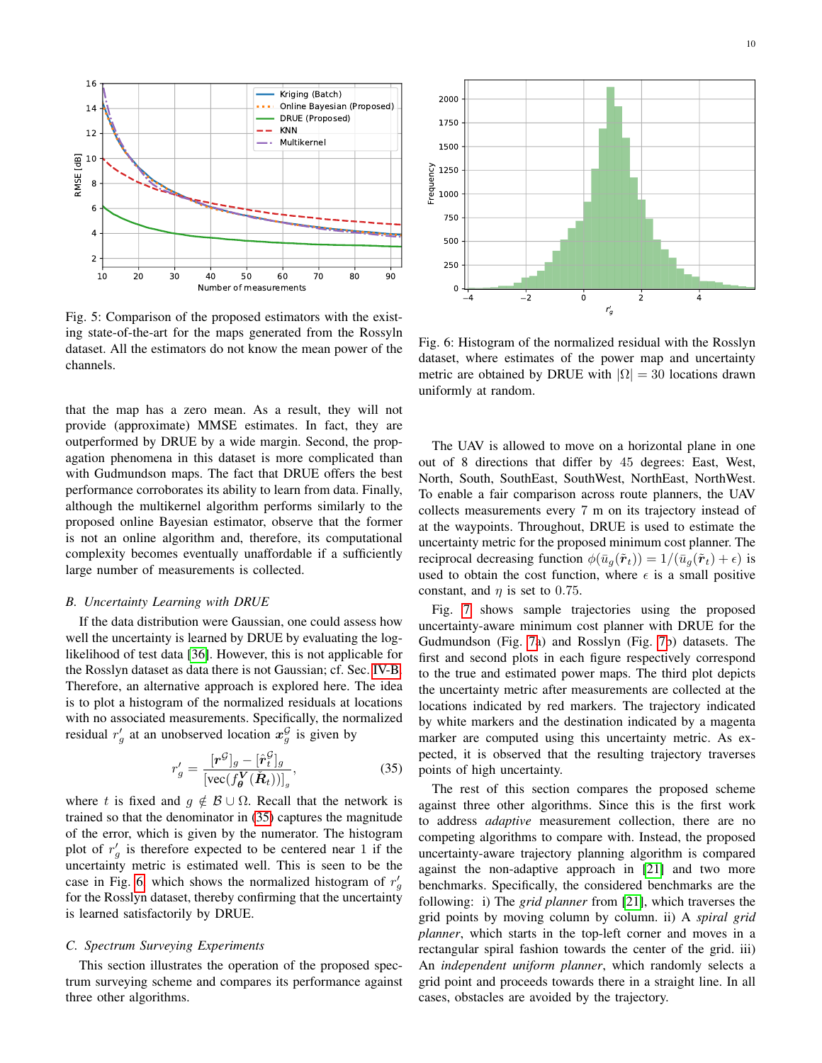Fig. 5: Comparison of the proposed estimators with the existing state-of-the-art for the maps generated from the Rosslyn dataset. All the estimators do not know the mean power of the channels.

Fig. 6: Histogram of the normalized residual with the Rosslyn dataset, where estimates of the power map and uncertainty metric are obtained by DRUE with $|\Omega| = 30$ locations drawn uniformly at random.

that the map has a zero mean. As a result, they will not provide (approximate) MMSE estimates. In fact, they are outperformed by DRUE by a wide margin. Second, the propagation phenomena in this dataset is more complicated than with Gudmundson maps. The fact that DRUE offers the best performance corroborates its ability to learn from data. Finally, although the multikernel algorithm performs similarly to the proposed online Bayesian estimator, observe that the former is not an online algorithm and, therefore, its computational complexity becomes eventually unaffordable if a sufficiently large number of measurements is collected.

### *B. Uncertainty Learning with DRUE*

If the data distribution were Gaussian, one could assess how well the uncertainty is learned by DRUE by evaluating the log-likelihood of test data [36]. However, this is not applicable for the Rosslyn dataset as data there is not Gaussian; cf. Sec. IV-B. Therefore, an alternative approach is explored here. The idea is to plot a histogram of the normalized residuals at locations with no associated measurements. Specifically, the normalized residual $r'_g$ at an unobserved location $\boldsymbol{x}_g^{\mathcal{G}}$ is given by

$$r'_g = \frac{[\boldsymbol{r}^{\mathcal{G}}]_g - [\hat{\boldsymbol{r}}_t^{\mathcal{G}}]_g}{[\mathrm{vec}(f_{\boldsymbol{\theta}}^{\boldsymbol{V}}(\breve{\boldsymbol{R}}_t))]_g}, \tag{35}$$

where $t$ is fixed and $g \notin \mathcal{B} \cup \Omega$. Recall that the network is trained so that the denominator in (35) captures the magnitude of the error, which is given by the numerator. The histogram plot of $r'_g$ is therefore expected to be centered near 1 if the uncertainty metric is estimated well. This is seen to be the case in Fig. 6 which shows the normalized histogram of $r'_g$ for the Rosslyn dataset, thereby confirming that the uncertainty is learned satisfactorily by DRUE.

### *C. Spectrum Surveying Experiments*

This section illustrates the operation of the proposed spectrum surveying scheme and compares its performance against three other algorithms.

The UAV is allowed to move on a horizontal plane in one out of 8 directions that differ by 45 degrees: East, West, North, South, SouthEast, SouthWest, NorthEast, NorthWest. To enable a fair comparison across route planners, the UAV collects measurements every 7 m on its trajectory instead of at the waypoints. Throughout, DRUE is used to estimate the uncertainty metric for the proposed minimum cost planner. The reciprocal decreasing function $\phi(\bar{u}_g(\breve{\boldsymbol{r}}_t)) = 1/(\bar{u}_g(\breve{\boldsymbol{r}}_t) + \epsilon)$ is used to obtain the cost function, where $\epsilon$ is a small positive constant, and $\eta$ is set to 0.75.

Fig. 7 shows sample trajectories using the proposed uncertainty-aware minimum cost planner with DRUE for the Gudmundson (Fig. 7a) and Rosslyn (Fig. 7b) datasets. The first and second plots in each figure respectively correspond to the true and estimated power maps. The third plot depicts the uncertainty metric after measurements are collected at the locations indicated by red markers. The trajectory indicated by white markers and the destination indicated by a magenta marker are computed using this uncertainty metric. As expected, it is observed that the resulting trajectory traverses points of high uncertainty.

The rest of this section compares the proposed scheme against three other algorithms. Since this is the first work to address *adaptive* measurement collection, there are no competing algorithms to compare with. Instead, the proposed uncertainty-aware trajectory planning algorithm is compared against the non-adaptive approach in [21] and two more benchmarks. Specifically, the considered benchmarks are the following: i) The *grid planner* from [21], which traverses the grid points by moving column by column. ii) A *spiral grid planner*, which starts in the top-left corner and moves in a rectangular spiral fashion towards the center of the grid. iii) An *independent uniform planner*, which randomly selects a grid point and proceeds towards there in a straight line. In all cases, obstacles are avoided by the trajectory.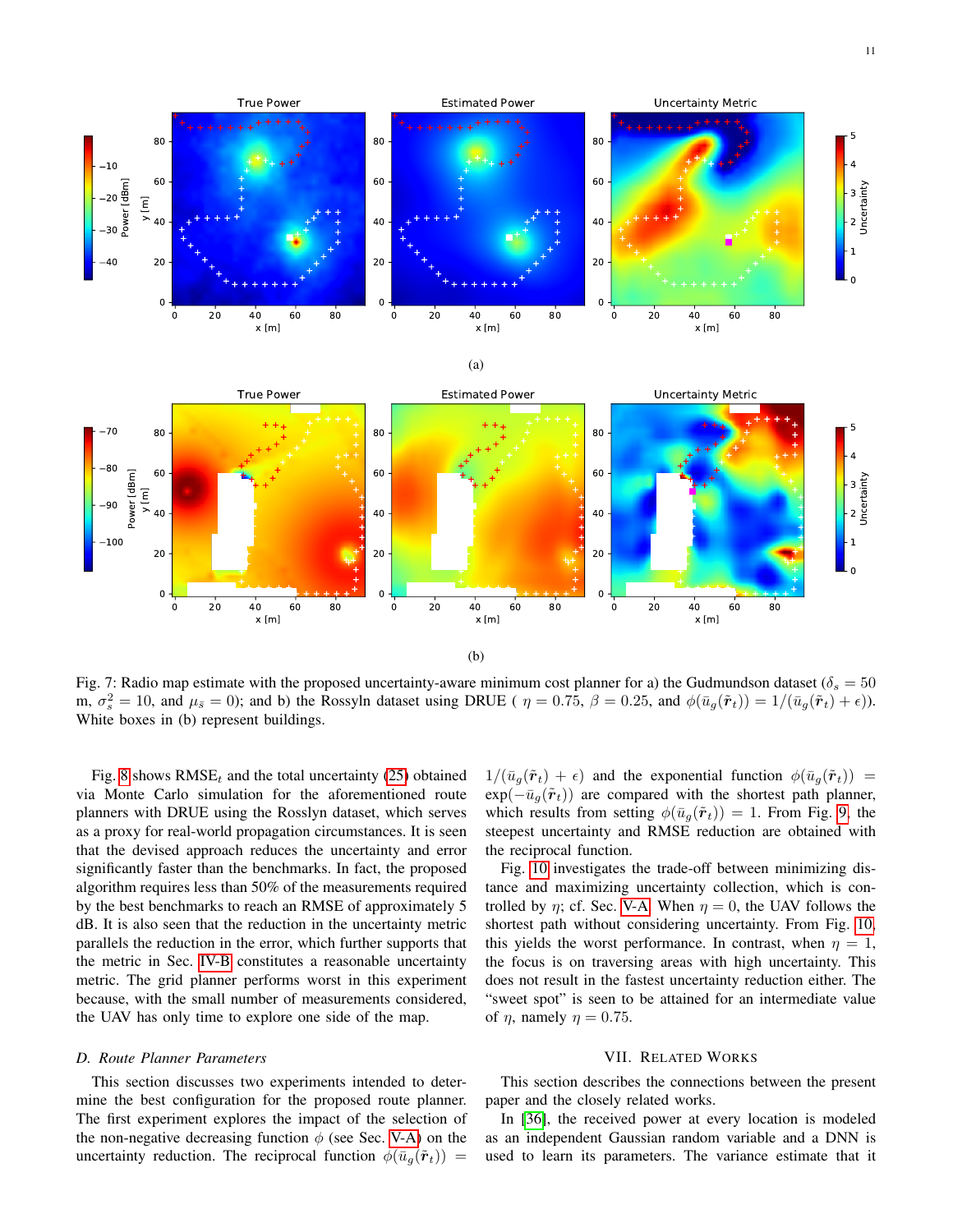Fig. 7: Radio map estimate with the proposed uncertainty-aware minimum cost planner for a) the Gudmundson dataset ($\delta_s = 50$ m, $\sigma_s^2 = 10$, and $\mu_{\bar{s}} = 0$); and b) the Rossyln dataset using DRUE ( $\eta = 0.75$, $\beta = 0.25$, and $\phi(\bar{u}_g(\tilde{\boldsymbol{r}}_t)) = 1/(\bar{u}_g(\tilde{\boldsymbol{r}}_t) + \epsilon)$). White boxes in (b) represent buildings.

Fig. 8 shows $\text{RMSE}_t$ and the total uncertainty (25) obtained via Monte Carlo simulation for the aforementioned route planners with DRUE using the Rosslyn dataset, which serves as a proxy for real-world propagation circumstances. It is seen that the devised approach reduces the uncertainty and error significantly faster than the benchmarks. In fact, the proposed algorithm requires less than 50% of the measurements required by the best benchmarks to reach an RMSE of approximately 5 dB. It is also seen that the reduction in the uncertainty metric parallels the reduction in the error, which further supports that the metric in Sec. IV-B constitutes a reasonable uncertainty metric. The grid planner performs worst in this experiment because, with the small number of measurements considered, the UAV has only time to explore one side of the map.

### D. Route Planner Parameters

This section discusses two experiments intended to determine the best configuration for the proposed route planner. The first experiment explores the impact of the selection of the non-negative decreasing function $\phi$ (see Sec. V-A) on the uncertainty reduction. The reciprocal function $\phi(\bar{u}_g(\tilde{\boldsymbol{r}}_t)) = 1/(\bar{u}_g(\tilde{\boldsymbol{r}}_t) + \epsilon)$ and the exponential function $\phi(\bar{u}_g(\tilde{\boldsymbol{r}}_t)) = \exp(-\bar{u}_g(\tilde{\boldsymbol{r}}_t))$ are compared with the shortest path planner, which results from setting $\phi(\bar{u}_g(\tilde{\boldsymbol{r}}_t)) = 1$. From Fig. 9, the steepest uncertainty and RMSE reduction are obtained with the reciprocal function.

Fig. 10 investigates the trade-off between minimizing distance and maximizing uncertainty collection, which is controlled by $\eta$; cf. Sec. V-A. When $\eta = 0$, the UAV follows the shortest path without considering uncertainty. From Fig. 10, this yields the worst performance. In contrast, when $\eta = 1$, the focus is on traversing areas with high uncertainty. This does not result in the fastest uncertainty reduction either. The "sweet spot" is seen to be attained for an intermediate value of $\eta$, namely $\eta = 0.75$.

## VII. Related Works

This section describes the connections between the present paper and the closely related works.

In [36], the received power at every location is modeled as an independent Gaussian random variable and a DNN is used to learn its parameters. The variance estimate that it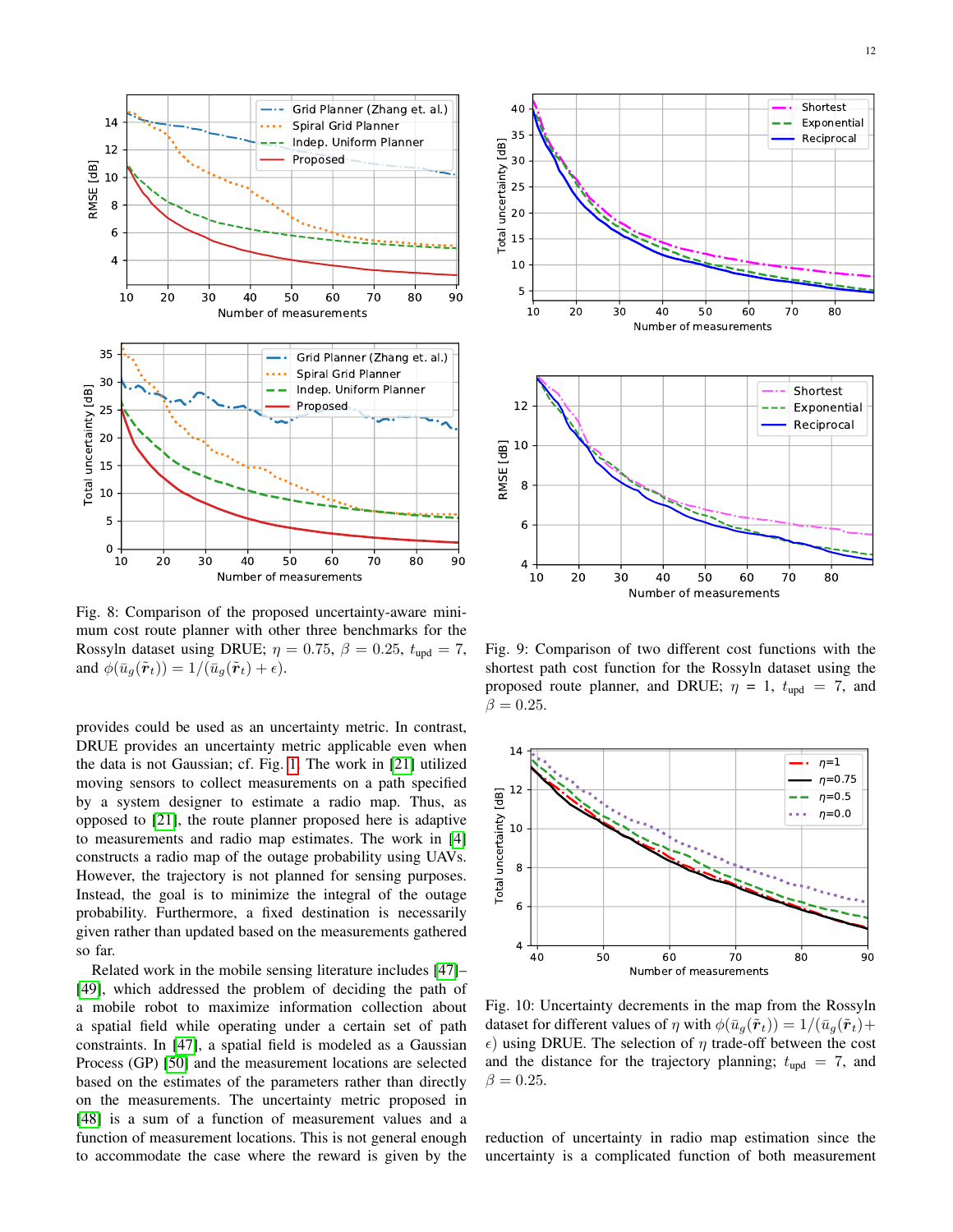Fig. 8: Comparison of the proposed uncertainty-aware minimum cost route planner with other three benchmarks for the Rossyln dataset using DRUE; $\eta = 0.75$, $\beta = 0.25$, $t_{\text{upd}} = 7$, and $\phi(\bar{u}_g(\tilde{\boldsymbol{r}}_t)) = 1/(\bar{u}_g(\tilde{\boldsymbol{r}}_t) + \epsilon)$.

Fig. 9: Comparison of two different cost functions with the shortest path cost function for the Rossyln dataset using the proposed route planner, and DRUE; $\eta = 1$, $t_{\text{upd}} = 7$, and $\beta = 0.25$.

Fig. 10: Uncertainty decrements in the map from the Rossyln dataset for different values of $\eta$ with $\phi(\bar{u}_g(\tilde{\boldsymbol{r}}_t)) = 1/(\bar{u}_g(\tilde{\boldsymbol{r}}_t) + \epsilon)$ using DRUE. The selection of $\eta$ trade-off between the cost and the distance for the trajectory planning; $t_{\text{upd}} = 7$, and $\beta = 0.25$.

provides could be used as an uncertainty metric. In contrast, DRUE provides an uncertainty metric applicable even when the data is not Gaussian; cf. Fig. 1. The work in [21] utilized moving sensors to collect measurements on a path specified by a system designer to estimate a radio map. Thus, as opposed to [21], the route planner proposed here is adaptive to measurements and radio map estimates. The work in [4] constructs a radio map of the outage probability using UAVs. However, the trajectory is not planned for sensing purposes. Instead, the goal is to minimize the integral of the outage probability. Furthermore, a fixed destination is necessarily given rather than updated based on the measurements gathered so far.

Related work in the mobile sensing literature includes [47]–[49], which addressed the problem of deciding the path of a mobile robot to maximize information collection about a spatial field while operating under a certain set of path constraints. In [47], a spatial field is modeled as a Gaussian Process (GP) [50] and the measurement locations are selected based on the estimates of the parameters rather than directly on the measurements. The uncertainty metric proposed in [48] is a sum of a function of measurement values and a function of measurement locations. This is not general enough to accommodate the case where the reward is given by the reduction of uncertainty in radio map estimation since the uncertainty is a complicated function of both measurement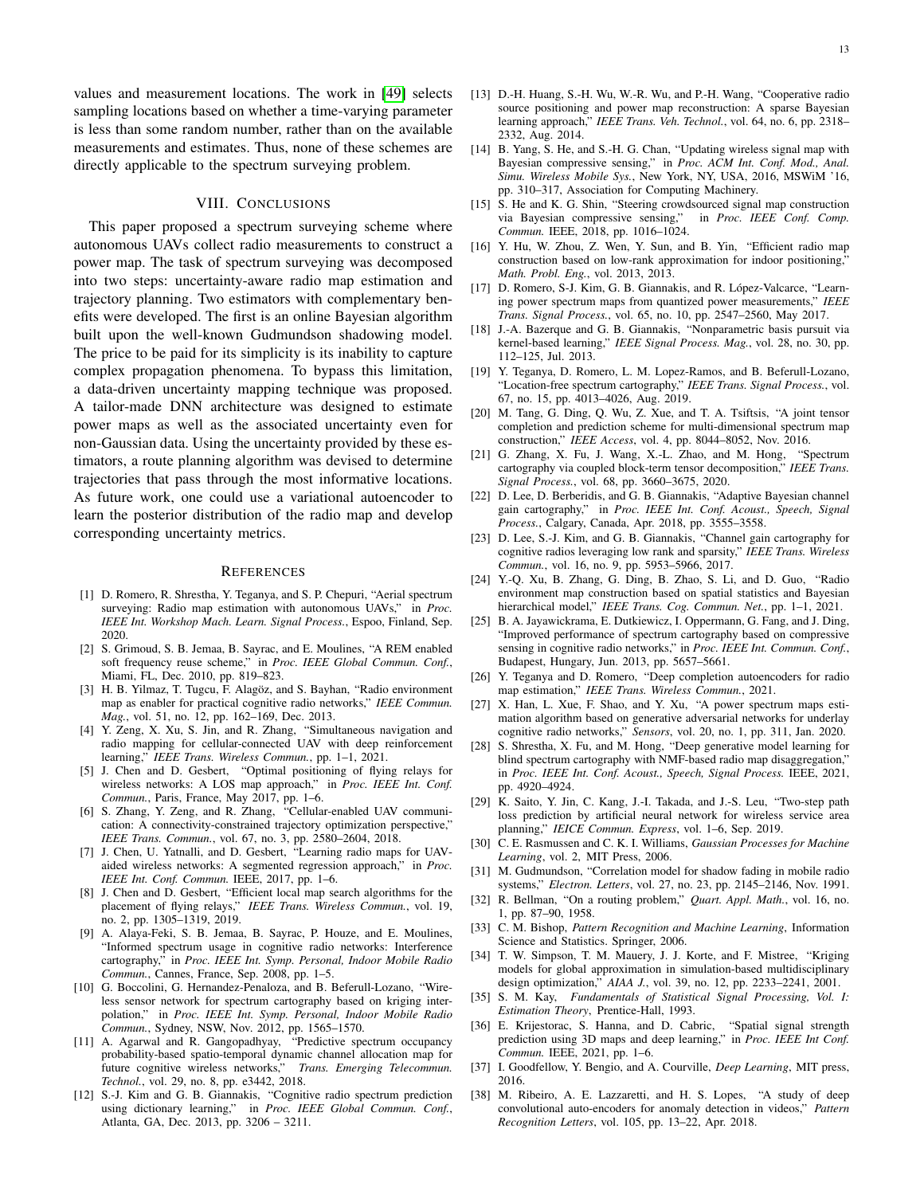values and measurement locations. The work in [49] selects sampling locations based on whether a time-varying parameter is less than some random number, rather than on the available measurements and estimates. Thus, none of these schemes are directly applicable to the spectrum surveying problem.

## VIII. Conclusions

This paper proposed a spectrum surveying scheme where autonomous UAVs collect radio measurements to construct a power map. The task of spectrum surveying was decomposed into two steps: uncertainty-aware radio map estimation and trajectory planning. Two estimators with complementary benefits were developed. The first is an online Bayesian algorithm built upon the well-known Gudmundson shadowing model. The price to be paid for its simplicity is its inability to capture complex propagation phenomena. To bypass this limitation, a data-driven uncertainty mapping technique was proposed. A tailor-made DNN architecture was designed to estimate power maps as well as the associated uncertainty even for non-Gaussian data. Using the uncertainty provided by these estimators, a route planning algorithm was devised to determine trajectories that pass through the most informative locations. As future work, one could use a variational autoencoder to learn the posterior distribution of the radio map and develop corresponding uncertainty metrics.

## References

[1] D. Romero, R. Shrestha, Y. Teganya, and S. P. Chepuri, "Aerial spectrum surveying: Radio map estimation with autonomous UAVs," in *Proc. IEEE Int. Workshop Mach. Learn. Signal Process.*, Espoo, Finland, Sep. 2020.

[2] S. Grimoud, S. B. Jemaa, B. Sayrac, and E. Moulines, "A REM enabled soft frequency reuse scheme," in *Proc. IEEE Global Commun. Conf.*, Miami, FL, Dec. 2010, pp. 819–823.

[3] H. B. Yilmaz, T. Tugcu, F. Alagöz, and S. Bayhan, "Radio environment map as enabler for practical cognitive radio networks," *IEEE Commun. Mag.*, vol. 51, no. 12, pp. 162–169, Dec. 2013.

[4] Y. Zeng, X. Xu, S. Jin, and R. Zhang, "Simultaneous navigation and radio mapping for cellular-connected UAV with deep reinforcement learning," *IEEE Trans. Wireless Commun.*, pp. 1–1, 2021.

[5] J. Chen and D. Gesbert, "Optimal positioning of flying relays for wireless networks: A LOS map approach," in *Proc. IEEE Int. Conf. Commun.*, Paris, France, May 2017, pp. 1–6.

[6] S. Zhang, Y. Zeng, and R. Zhang, "Cellular-enabled UAV communication: A connectivity-constrained trajectory optimization perspective," *IEEE Trans. Commun.*, vol. 67, no. 3, pp. 2580–2604, 2018.

[7] J. Chen, U. Yatnalli, and D. Gesbert, "Learning radio maps for UAV-aided wireless networks: A segmented regression approach," in *Proc. IEEE Int. Conf. Commun.* IEEE, 2017, pp. 1–6.

[8] J. Chen and D. Gesbert, "Efficient local map search algorithms for the placement of flying relays," *IEEE Trans. Wireless Commun.*, vol. 19, no. 2, pp. 1305–1319, 2019.

[9] A. Alaya-Feki, S. B. Jemaa, B. Sayrac, P. Houze, and E. Moulines, "Informed spectrum usage in cognitive radio networks: Interference cartography," in *Proc. IEEE Int. Symp. Personal, Indoor Mobile Radio Commun.*, Cannes, France, Sep. 2008, pp. 1–5.

[10] G. Boccolini, G. Hernandez-Penaloza, and B. Beferull-Lozano, "Wireless sensor network for spectrum cartography based on kriging interpolation," in *Proc. IEEE Int. Symp. Personal, Indoor Mobile Radio Commun.*, Sydney, NSW, Nov. 2012, pp. 1565–1570.

[11] A. Agarwal and R. Gangopadhyay, "Predictive spectrum occupancy probability-based spatio-temporal dynamic channel allocation map for future cognitive wireless networks," *Trans. Emerging Telecommun. Technol.*, vol. 29, no. 8, pp. e3442, 2018.

[12] S.-J. Kim and G. B. Giannakis, "Cognitive radio spectrum prediction using dictionary learning," in *Proc. IEEE Global Commun. Conf.*, Atlanta, GA, Dec. 2013, pp. 3206 – 3211.

[13] D.-H. Huang, S.-H. Wu, W.-R. Wu, and P.-H. Wang, "Cooperative radio source positioning and power map reconstruction: A sparse Bayesian learning approach," *IEEE Trans. Veh. Technol.*, vol. 64, no. 6, pp. 2318–2332, Aug. 2014.

[14] B. Yang, S. He, and S.-H. G. Chan, "Updating wireless signal map with Bayesian compressive sensing," in *Proc. ACM Int. Conf. Mod., Anal. Simu. Wireless Mobile Sys.*, New York, NY, USA, 2016, MSWiM '16, pp. 310–317, Association for Computing Machinery.

[15] S. He and K. G. Shin, "Steering crowdsourced signal map construction via Bayesian compressive sensing," in *Proc. IEEE Conf. Comp. Commun.* IEEE, 2018, pp. 1016–1024.

[16] Y. Hu, W. Zhou, Z. Wen, Y. Sun, and B. Yin, "Efficient radio map construction based on low-rank approximation for indoor positioning," *Math. Probl. Eng.*, vol. 2013, 2013.

[17] D. Romero, S-J. Kim, G. B. Giannakis, and R. López-Valcarce, "Learning power spectrum maps from quantized power measurements," *IEEE Trans. Signal Process.*, vol. 65, no. 10, pp. 2547–2560, May 2017.

[18] J.-A. Bazerque and G. B. Giannakis, "Nonparametric basis pursuit via kernel-based learning," *IEEE Signal Process. Mag.*, vol. 28, no. 30, pp. 112–125, Jul. 2013.

[19] Y. Teganya, D. Romero, L. M. Lopez-Ramos, and B. Beferull-Lozano, "Location-free spectrum cartography," *IEEE Trans. Signal Process.*, vol. 67, no. 15, pp. 4013–4026, Aug. 2019.

[20] M. Tang, G. Ding, Q. Wu, Z. Xue, and T. A. Tsiftsis, "A joint tensor completion and prediction scheme for multi-dimensional spectrum map construction," *IEEE Access*, vol. 4, pp. 8044–8052, Nov. 2016.

[21] G. Zhang, X. Fu, J. Wang, X.-L. Zhao, and M. Hong, "Spectrum cartography via coupled block-term tensor decomposition," *IEEE Trans. Signal Process.*, vol. 68, pp. 3660–3675, 2020.

[22] D. Lee, D. Berberidis, and G. B. Giannakis, "Adaptive Bayesian channel gain cartography," in *Proc. IEEE Int. Conf. Acoust., Speech, Signal Process.*, Calgary, Canada, Apr. 2018, pp. 3555–3558.

[23] D. Lee, S.-J. Kim, and G. B. Giannakis, "Channel gain cartography for cognitive radios leveraging low rank and sparsity," *IEEE Trans. Wireless Commun.*, vol. 16, no. 9, pp. 5953–5966, 2017.

[24] Y.-Q. Xu, B. Zhang, G. Ding, B. Zhao, S. Li, and D. Guo, "Radio environment map construction based on spatial statistics and Bayesian hierarchical model," *IEEE Trans. Cog. Commun. Net.*, pp. 1–1, 2021.

[25] B. A. Jayawickrama, E. Dutkiewicz, I. Oppermann, G. Fang, and J. Ding, "Improved performance of spectrum cartography based on compressive sensing in cognitive radio networks," in *Proc. IEEE Int. Commun. Conf.*, Budapest, Hungary, Jun. 2013, pp. 5657–5661.

[26] Y. Teganya and D. Romero, "Deep completion autoencoders for radio map estimation," *IEEE Trans. Wireless Commun.*, 2021.

[27] X. Han, L. Xue, F. Shao, and Y. Xu, "A power spectrum maps estimation algorithm based on generative adversarial networks for underlay cognitive radio networks," *Sensors*, vol. 20, no. 1, pp. 311, Jan. 2020.

[28] S. Shrestha, X. Fu, and M. Hong, "Deep generative model learning for blind spectrum cartography with NMF-based radio map disaggregation," in *Proc. IEEE Int. Conf. Acoust., Speech, Signal Process.* IEEE, 2021, pp. 4920–4924.

[29] K. Saito, Y. Jin, C. Kang, J.-I. Takada, and J.-S. Leu, "Two-step path loss prediction by artificial neural network for wireless service area planning," *IEICE Commun. Express*, vol. 1–6, Sep. 2019.

[30] C. E. Rasmussen and C. K. I. Williams, *Gaussian Processes for Machine Learning*, vol. 2, MIT Press, 2006.

[31] M. Gudmundson, "Correlation model for shadow fading in mobile radio systems," *Electron. Letters*, vol. 27, no. 23, pp. 2145–2146, Nov. 1991.

[32] R. Bellman, "On a routing problem," *Quart. Appl. Math.*, vol. 16, no. 1, pp. 87–90, 1958.

[33] C. M. Bishop, *Pattern Recognition and Machine Learning*, Information Science and Statistics. Springer, 2006.

[34] T. W. Simpson, T. M. Mauery, J. J. Korte, and F. Mistree, "Kriging models for global approximation in simulation-based multidisciplinary design optimization," *AIAA J.*, vol. 39, no. 12, pp. 2233–2241, 2001.

[35] S. M. Kay, *Fundamentals of Statistical Signal Processing, Vol. I: Estimation Theory*, Prentice-Hall, 1993.

[36] E. Krijestorac, S. Hanna, and D. Cabric, "Spatial signal strength prediction using 3D maps and deep learning," in *Proc. IEEE Int Conf. Commun.* IEEE, 2021, pp. 1–6.

[37] I. Goodfellow, Y. Bengio, and A. Courville, *Deep Learning*, MIT press, 2016.

[38] M. Ribeiro, A. E. Lazzaretti, and H. S. Lopes, "A study of deep convolutional auto-encoders for anomaly detection in videos," *Pattern Recognition Letters*, vol. 105, pp. 13–22, Apr. 2018.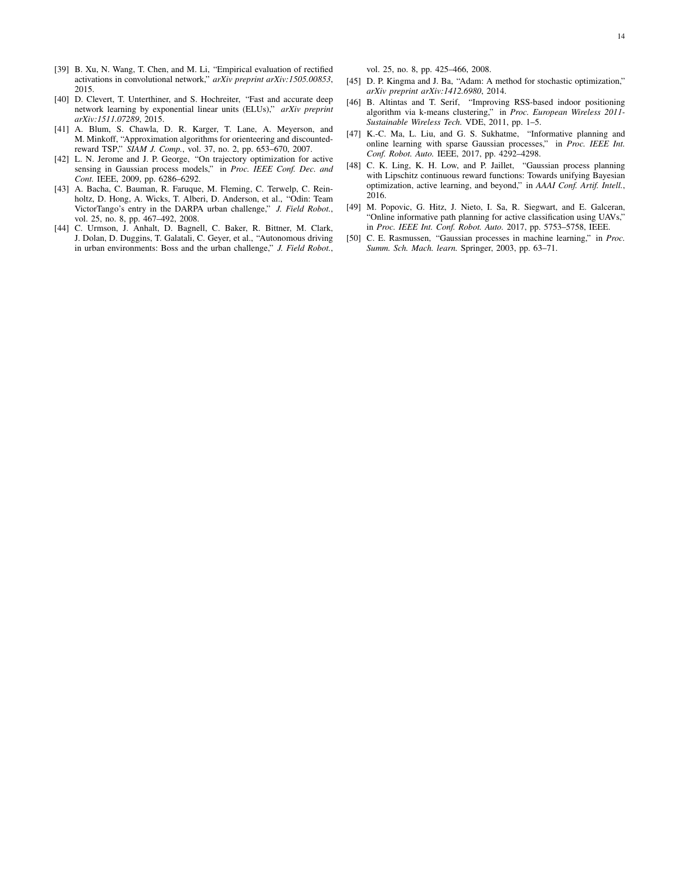[39] B. Xu, N. Wang, T. Chen, and M. Li, "Empirical evaluation of rectified activations in convolutional network," *arXiv preprint arXiv:1505.00853*, 2015.

[40] D. Clevert, T. Unterthiner, and S. Hochreiter, "Fast and accurate deep network learning by exponential linear units (ELUs)," *arXiv preprint arXiv:1511.07289*, 2015.

[41] A. Blum, S. Chawla, D. R. Karger, T. Lane, A. Meyerson, and M. Minkoff, "Approximation algorithms for orienteering and discounted-reward TSP," *SIAM J. Comp.*, vol. 37, no. 2, pp. 653–670, 2007.

[42] L. N. Jerome and J. P. George, "On trajectory optimization for active sensing in Gaussian process models," in *Proc. IEEE Conf. Dec. and Cont.* IEEE, 2009, pp. 6286–6292.

[43] A. Bacha, C. Bauman, R. Faruque, M. Fleming, C. Terwelp, C. Reinholtz, D. Hong, A. Wicks, T. Alberi, D. Anderson, et al., "Odin: Team VictorTango's entry in the DARPA urban challenge," *J. Field Robot.*, vol. 25, no. 8, pp. 467–492, 2008.

[44] C. Urmson, J. Anhalt, D. Bagnell, C. Baker, R. Bittner, M. Clark, J. Dolan, D. Duggins, T. Galatali, C. Geyer, et al., "Autonomous driving in urban environments: Boss and the urban challenge," *J. Field Robot.*, vol. 25, no. 8, pp. 425–466, 2008.

[45] D. P. Kingma and J. Ba, "Adam: A method for stochastic optimization," *arXiv preprint arXiv:1412.6980*, 2014.

[46] B. Altintas and T. Serif, "Improving RSS-based indoor positioning algorithm via k-means clustering," in *Proc. European Wireless 2011-Sustainable Wireless Tech.* VDE, 2011, pp. 1–5.

[47] K.-C. Ma, L. Liu, and G. S. Sukhatme, "Informative planning and online learning with sparse Gaussian processes," in *Proc. IEEE Int. Conf. Robot. Auto.* IEEE, 2017, pp. 4292–4298.

[48] C. K. Ling, K. H. Low, and P. Jaillet, "Gaussian process planning with Lipschitz continuous reward functions: Towards unifying Bayesian optimization, active learning, and beyond," in *AAAI Conf. Artif. Intell.*, 2016.

[49] M. Popovic, G. Hitz, J. Nieto, I. Sa, R. Siegwart, and E. Galceran, "Online informative path planning for active classification using UAVs," in *Proc. IEEE Int. Conf. Robot. Auto.* 2017, pp. 5753–5758, IEEE.

[50] C. E. Rasmussen, "Gaussian processes in machine learning," in *Proc. Summ. Sch. Mach. learn.* Springer, 2003, pp. 63–71.